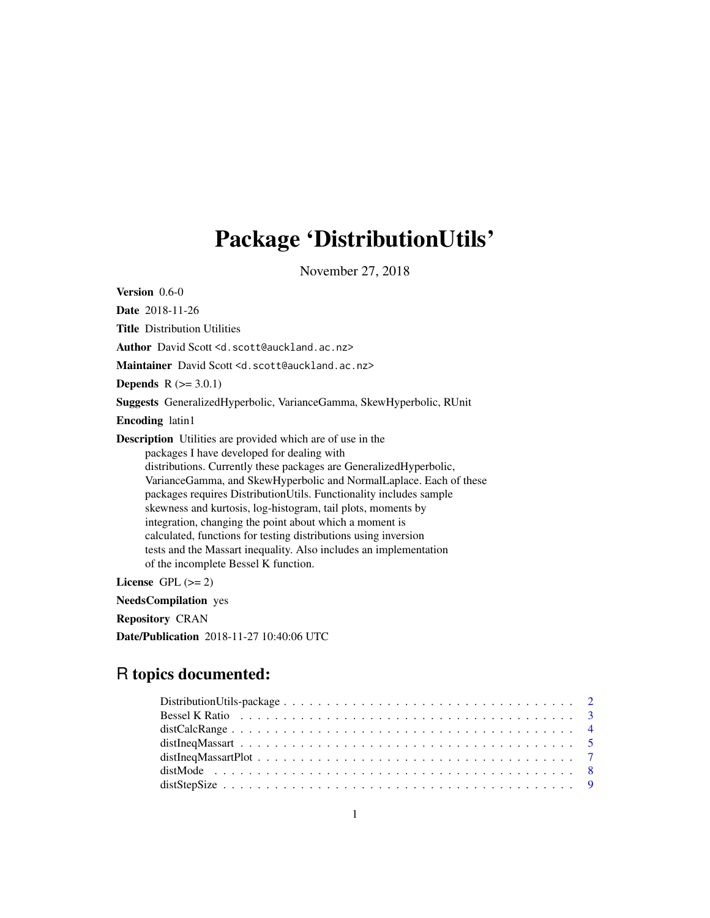# Package 'DistributionUtils'

November 27, 2018

**Version** 0.6-0

**Date** 2018-11-26

**Title** Distribution Utilities

**Author** David Scott <d.scott@auckland.ac.nz>

**Maintainer** David Scott <d.scott@auckland.ac.nz>

**Depends** R (>= 3.0.1)

**Suggests** GeneralizedHyperbolic, VarianceGamma, SkewHyperbolic, RUnit

**Encoding** latin1

**Description** Utilities are provided which are of use in the packages I have developed for dealing with distributions. Currently these packages are GeneralizedHyperbolic, VarianceGamma, and SkewHyperbolic and NormalLaplace. Each of these packages requires DistributionUtils. Functionality includes sample skewness and kurtosis, log-histogram, tail plots, moments by integration, changing the point about which a moment is calculated, functions for testing distributions using inversion tests and the Massart inequality. Also includes an implementation of the incomplete Bessel K function.

**License** GPL (>= 2)

**NeedsCompilation** yes

**Repository** CRAN

**Date/Publication** 2018-11-27 10:40:06 UTC

## R topics documented:

DistributionUtils-package . . . . . . . . . . . . . . . . . . . . . . . . . . . . . . . . . . 2
Bessel K Ratio . . . . . . . . . . . . . . . . . . . . . . . . . . . . . . . . . . . . . . . 3
distCalcRange . . . . . . . . . . . . . . . . . . . . . . . . . . . . . . . . . . . . . . . 4
distIneqMassart . . . . . . . . . . . . . . . . . . . . . . . . . . . . . . . . . . . . . . 5
distIneqMassartPlot . . . . . . . . . . . . . . . . . . . . . . . . . . . . . . . . . . . . 7
distMode . . . . . . . . . . . . . . . . . . . . . . . . . . . . . . . . . . . . . . . . . 8
distStepSize . . . . . . . . . . . . . . . . . . . . . . . . . . . . . . . . . . . . . . . 9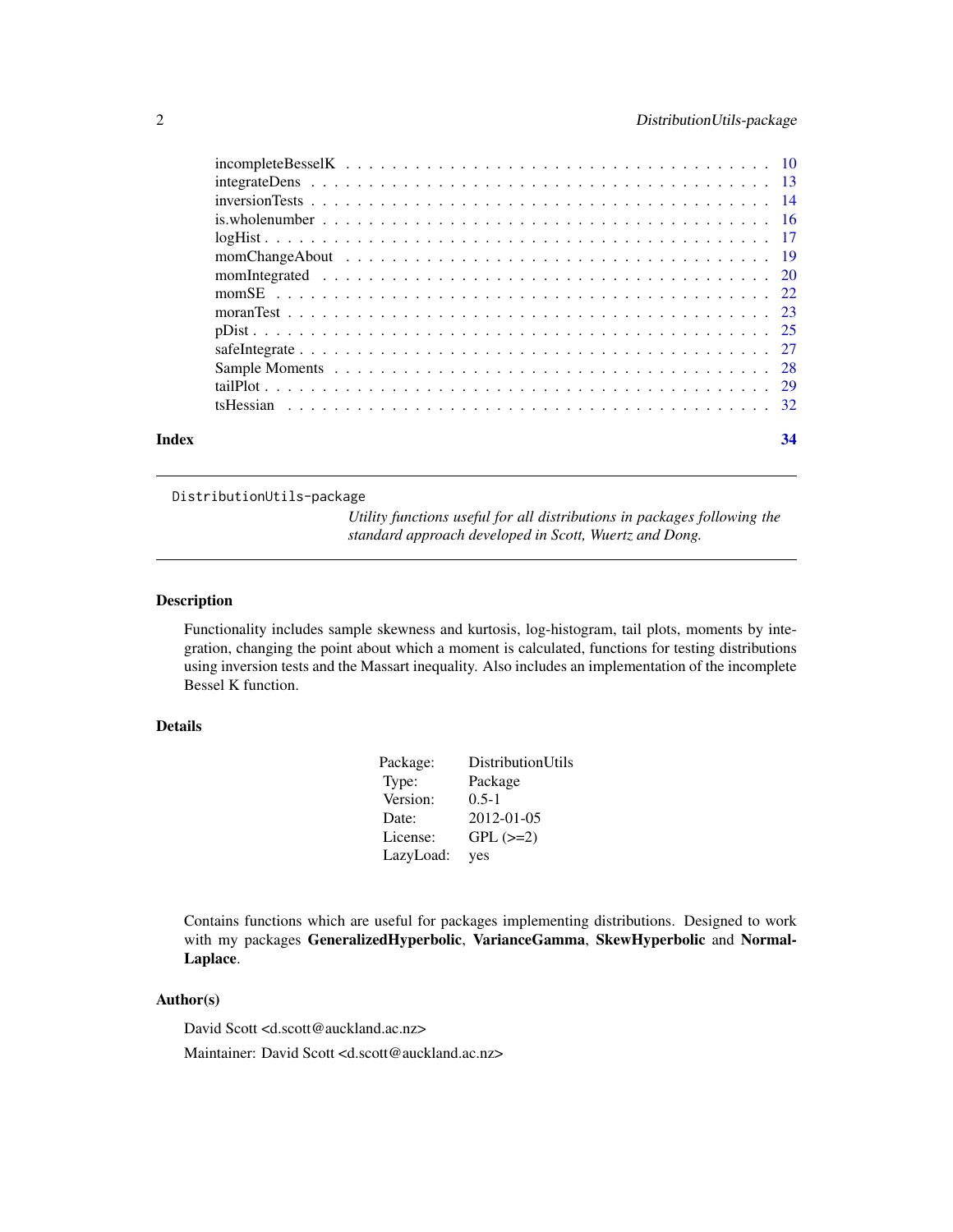| | |
|---|---|
| incompleteBesselK | 10 |
| integrateDens | 13 |
| inversionTests | 14 |
| is.wholenumber | 16 |
| logHist | 17 |
| momChangeAbout | 19 |
| momIntegrated | 20 |
| momSE | 22 |
| moranTest | 23 |
| pDist | 25 |
| safeIntegrate | 27 |
| Sample Moments | 28 |
| tailPlot | 29 |
| tsHessian | 32 |

**Index** **34**

---

DistributionUtils-package

*Utility functions useful for all distributions in packages following the standard approach developed in Scott, Wuertz and Dong.*

---

## Description

Functionality includes sample skewness and kurtosis, log-histogram, tail plots, moments by integration, changing the point about which a moment is calculated, functions for testing distributions using inversion tests and the Massart inequality. Also includes an implementation of the incomplete Bessel K function.

## Details

| | |
|---|---|
| Package: | DistributionUtils |
| Type: | Package |
| Version: | 0.5-1 |
| Date: | 2012-01-05 |
| License: | GPL (>=2) |
| LazyLoad: | yes |

Contains functions which are useful for packages implementing distributions. Designed to work with my packages **GeneralizedHyperbolic**, **VarianceGamma**, **SkewHyperbolic** and **NormalLaplace**.

## Author(s)

David Scott <d.scott@auckland.ac.nz>

Maintainer: David Scott <d.scott@auckland.ac.nz>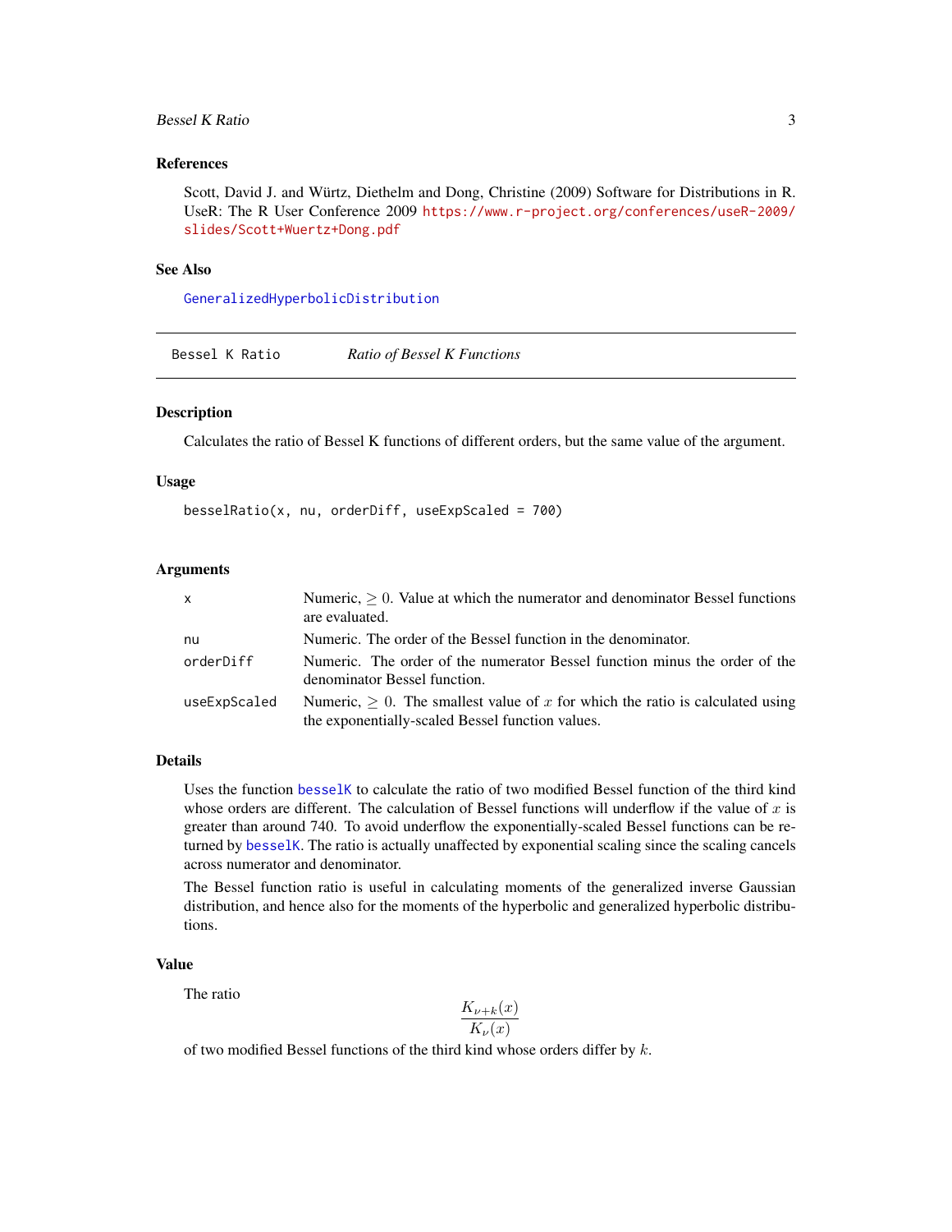## References

Scott, David J. and Würtz, Diethelm and Dong, Christine (2009) Software for Distributions in R. UseR: The R User Conference 2009 https://www.r-project.org/conferences/useR-2009/slides/Scott+Wuertz+Dong.pdf

## See Also

GeneralizedHyperbolicDistribution

---

# Bessel K Ratio — *Ratio of Bessel K Functions*

## Description

Calculates the ratio of Bessel K functions of different orders, but the same value of the argument.

## Usage

```
besselRatio(x, nu, orderDiff, useExpScaled = 700)
```

## Arguments

| | |
|---|---|
| `x` | Numeric, $\geq 0$. Value at which the numerator and denominator Bessel functions are evaluated. |
| `nu` | Numeric. The order of the Bessel function in the denominator. |
| `orderDiff` | Numeric. The order of the numerator Bessel function minus the order of the denominator Bessel function. |
| `useExpScaled` | Numeric, $\geq 0$. The smallest value of $x$ for which the ratio is calculated using the exponentially-scaled Bessel function values. |

## Details

Uses the function besselK to calculate the ratio of two modified Bessel function of the third kind whose orders are different. The calculation of Bessel functions will underflow if the value of $x$ is greater than around 740. To avoid underflow the exponentially-scaled Bessel functions can be returned by besselK. The ratio is actually unaffected by exponential scaling since the scaling cancels across numerator and denominator.

The Bessel function ratio is useful in calculating moments of the generalized inverse Gaussian distribution, and hence also for the moments of the hyperbolic and generalized hyperbolic distributions.

## Value

The ratio

$$\frac{K_{\nu+k}(x)}{K_{\nu}(x)}$$

of two modified Bessel functions of the third kind whose orders differ by $k$.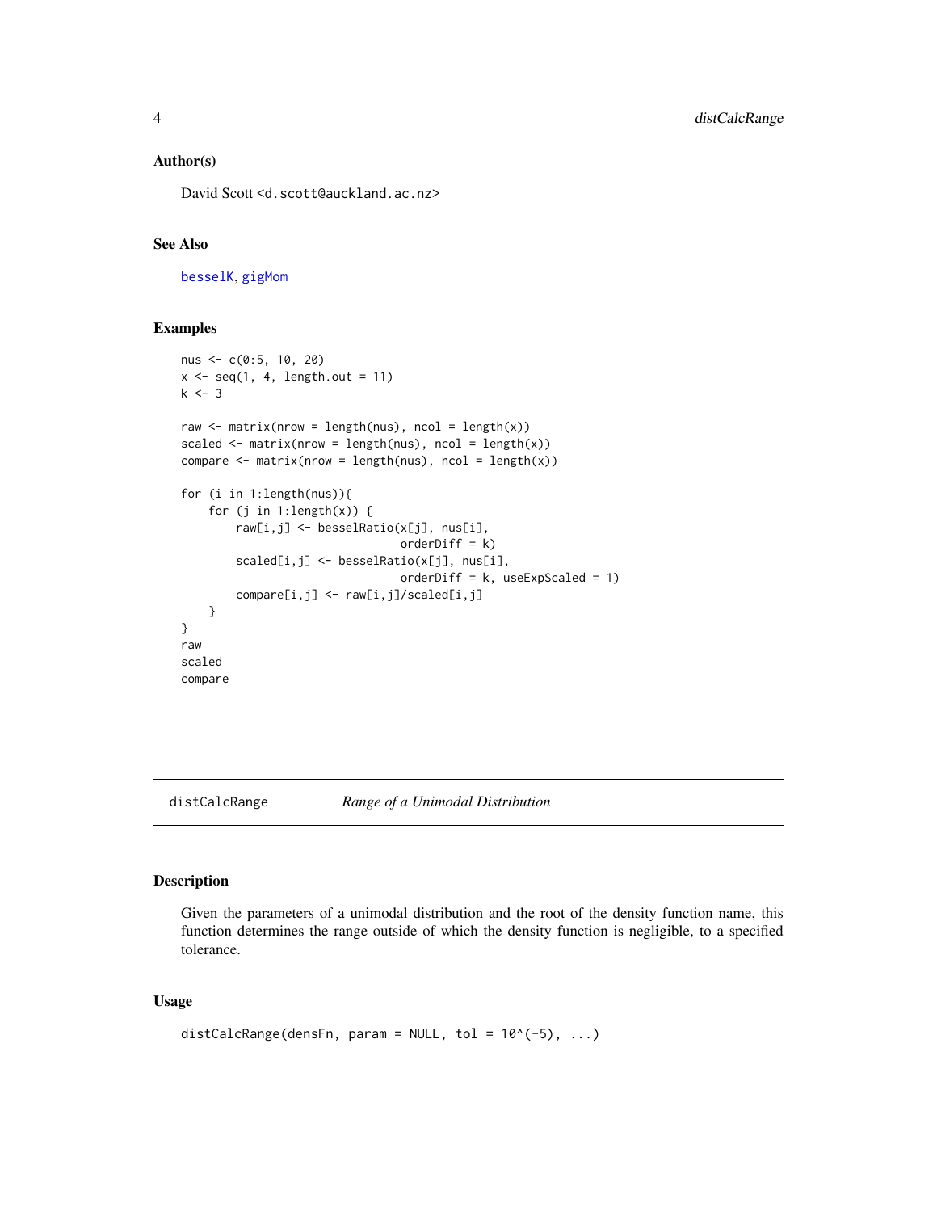### Author(s)

David Scott <d.scott@auckland.ac.nz>

### See Also

besselK, gigMom

### Examples

```
nus <- c(0:5, 10, 20)
x <- seq(1, 4, length.out = 11)
k <- 3

raw <- matrix(nrow = length(nus), ncol = length(x))
scaled <- matrix(nrow = length(nus), ncol = length(x))
compare <- matrix(nrow = length(nus), ncol = length(x))

for (i in 1:length(nus)){
    for (j in 1:length(x)) {
        raw[i,j] <- besselRatio(x[j], nus[i],
                                orderDiff = k)
        scaled[i,j] <- besselRatio(x[j], nus[i],
                                orderDiff = k, useExpScaled = 1)
        compare[i,j] <- raw[i,j]/scaled[i,j]
    }
}
raw
scaled
compare
```

---

## distCalcRange — *Range of a Unimodal Distribution*

### Description

Given the parameters of a unimodal distribution and the root of the density function name, this function determines the range outside of which the density function is negligible, to a specified tolerance.

### Usage

```
distCalcRange(densFn, param = NULL, tol = 10^(-5), ...)
```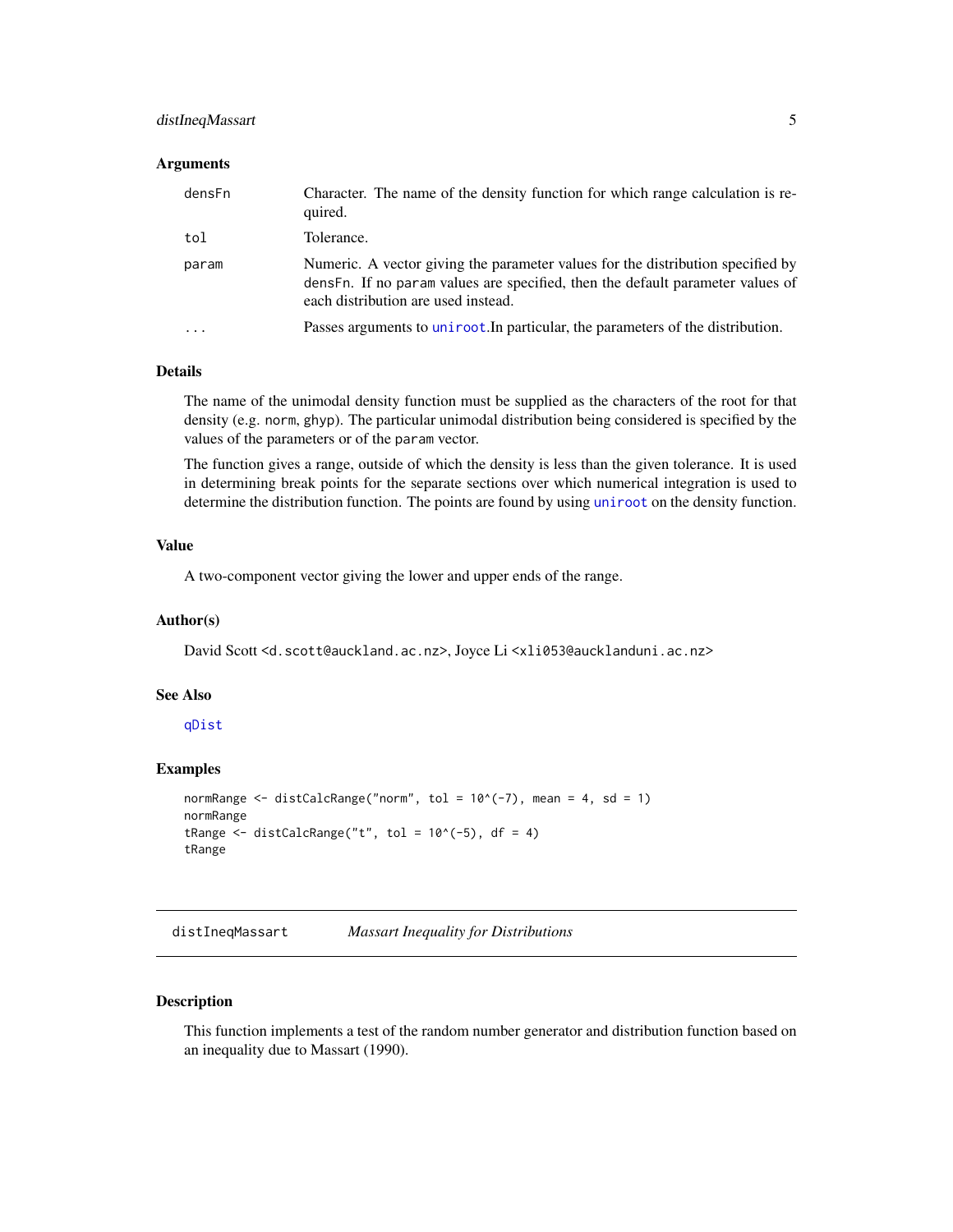### Arguments

| | |
|---|---|
| `densFn` | Character. The name of the density function for which range calculation is required. |
| `tol` | Tolerance. |
| `param` | Numeric. A vector giving the parameter values for the distribution specified by `densFn`. If no `param` values are specified, then the default parameter values of each distribution are used instead. |
| `...` | Passes arguments to `uniroot`.In particular, the parameters of the distribution. |

### Details

The name of the unimodal density function must be supplied as the characters of the root for that density (e.g. `norm`, `ghyp`). The particular unimodal distribution being considered is specified by the values of the parameters or of the `param` vector.

The function gives a range, outside of which the density is less than the given tolerance. It is used in determining break points for the separate sections over which numerical integration is used to determine the distribution function. The points are found by using `uniroot` on the density function.

### Value

A two-component vector giving the lower and upper ends of the range.

### Author(s)

David Scott <d.scott@auckland.ac.nz>, Joyce Li <xli053@aucklanduni.ac.nz>

### See Also

`qDist`

### Examples

```
normRange <- distCalcRange("norm", tol = 10^(-7), mean = 4, sd = 1)
normRange
tRange <- distCalcRange("t", tol = 10^(-5), df = 4)
tRange
```

---

## distIneqMassart *Massart Inequality for Distributions*

### Description

This function implements a test of the random number generator and distribution function based on an inequality due to Massart (1990).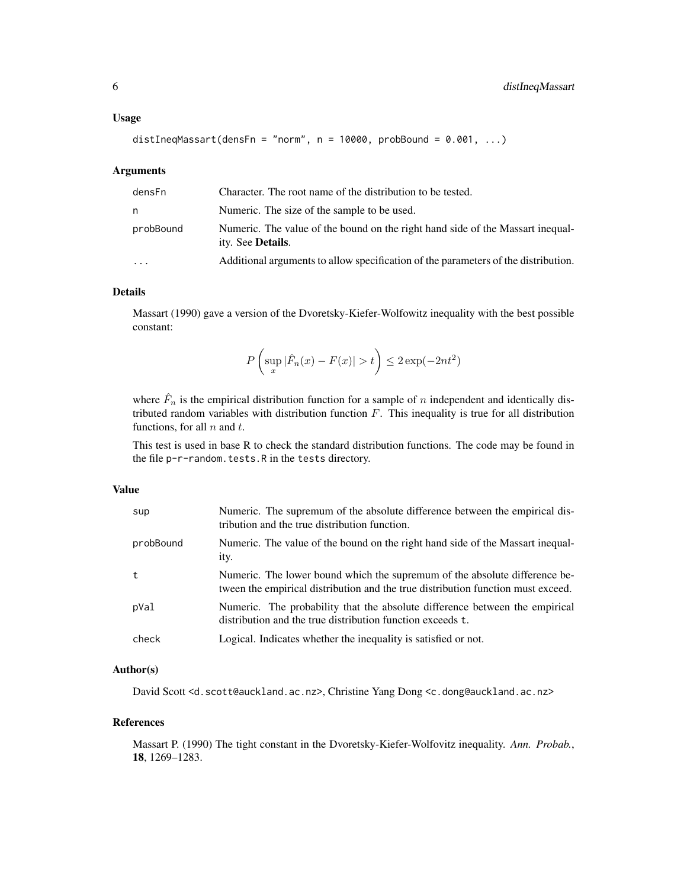### Usage

```
distIneqMassart(densFn = "norm", n = 10000, probBound = 0.001, ...)
```

### Arguments

| | |
|---|---|
| densFn | Character. The root name of the distribution to be tested. |
| n | Numeric. The size of the sample to be used. |
| probBound | Numeric. The value of the bound on the right hand side of the Massart inequality. See **Details**. |
| ... | Additional arguments to allow specification of the parameters of the distribution. |

### Details

Massart (1990) gave a version of the Dvoretsky-Kiefer-Wolfowitz inequality with the best possible constant:

$$P\left(\sup_x |\hat{F}_n(x) - F(x)| > t\right) \leq 2\exp(-2nt^2)$$

where $\hat{F}_n$ is the empirical distribution function for a sample of $n$ independent and identically distributed random variables with distribution function $F$. This inequality is true for all distribution functions, for all $n$ and $t$.

This test is used in base R to check the standard distribution functions. The code may be found in the file `p-r-random.tests.R` in the `tests` directory.

### Value

| | |
|---|---|
| sup | Numeric. The supremum of the absolute difference between the empirical distribution and the true distribution function. |
| probBound | Numeric. The value of the bound on the right hand side of the Massart inequality. |
| t | Numeric. The lower bound which the supremum of the absolute difference between the empirical distribution and the true distribution function must exceed. |
| pVal | Numeric. The probability that the absolute difference between the empirical distribution and the true distribution function exceeds `t`. |
| check | Logical. Indicates whether the inequality is satisfied or not. |

### Author(s)

David Scott <d.scott@auckland.ac.nz>, Christine Yang Dong <c.dong@auckland.ac.nz>

### References

Massart P. (1990) The tight constant in the Dvoretsky-Kiefer-Wolfovitz inequality. *Ann. Probab.*, **18**, 1269–1283.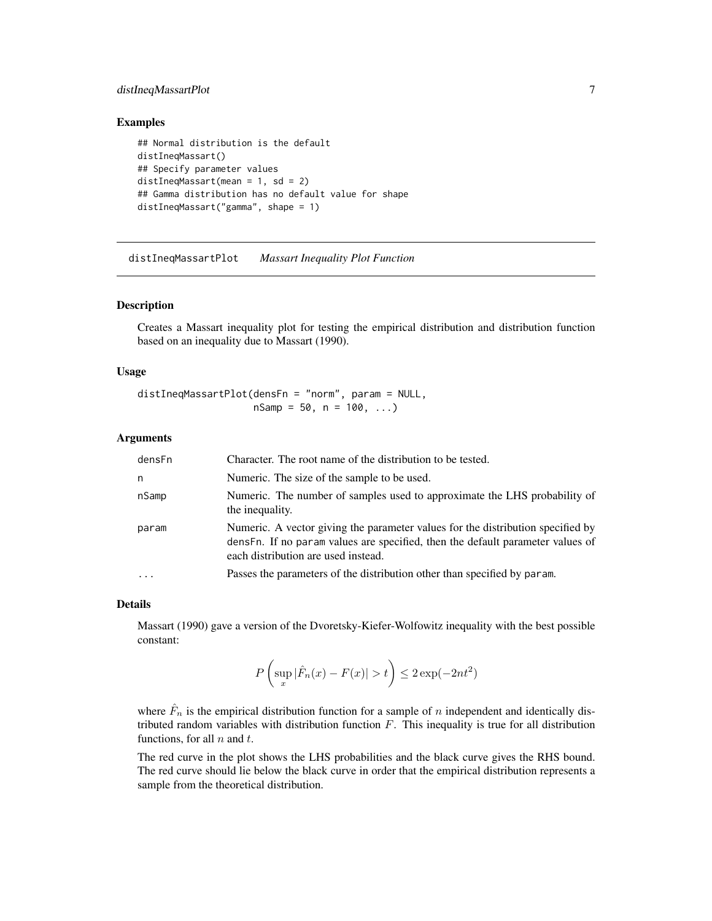### Examples

```
## Normal distribution is the default
distIneqMassart()
## Specify parameter values
distIneqMassart(mean = 1, sd = 2)
## Gamma distribution has no default value for shape
distIneqMassart("gamma", shape = 1)
```

---

## distIneqMassartPlot *Massart Inequality Plot Function*

---

### Description

Creates a Massart inequality plot for testing the empirical distribution and distribution function based on an inequality due to Massart (1990).

### Usage

```
distIneqMassartPlot(densFn = "norm", param = NULL,
                    nSamp = 50, n = 100, ...)
```

### Arguments

| | |
|---|---|
| densFn | Character. The root name of the distribution to be tested. |
| n | Numeric. The size of the sample to be used. |
| nSamp | Numeric. The number of samples used to approximate the LHS probability of the inequality. |
| param | Numeric. A vector giving the parameter values for the distribution specified by densFn. If no param values are specified, then the default parameter values of each distribution are used instead. |
| ... | Passes the parameters of the distribution other than specified by param. |

### Details

Massart (1990) gave a version of the Dvoretsky-Kiefer-Wolfowitz inequality with the best possible constant:

$$P\left(\sup_x |\hat{F}_n(x) - F(x)| > t\right) \leq 2\exp(-2nt^2)$$

where $\hat{F}_n$ is the empirical distribution function for a sample of $n$ independent and identically distributed random variables with distribution function $F$. This inequality is true for all distribution functions, for all $n$ and $t$.

The red curve in the plot shows the LHS probabilities and the black curve gives the RHS bound. The red curve should lie below the black curve in order that the empirical distribution represents a sample from the theoretical distribution.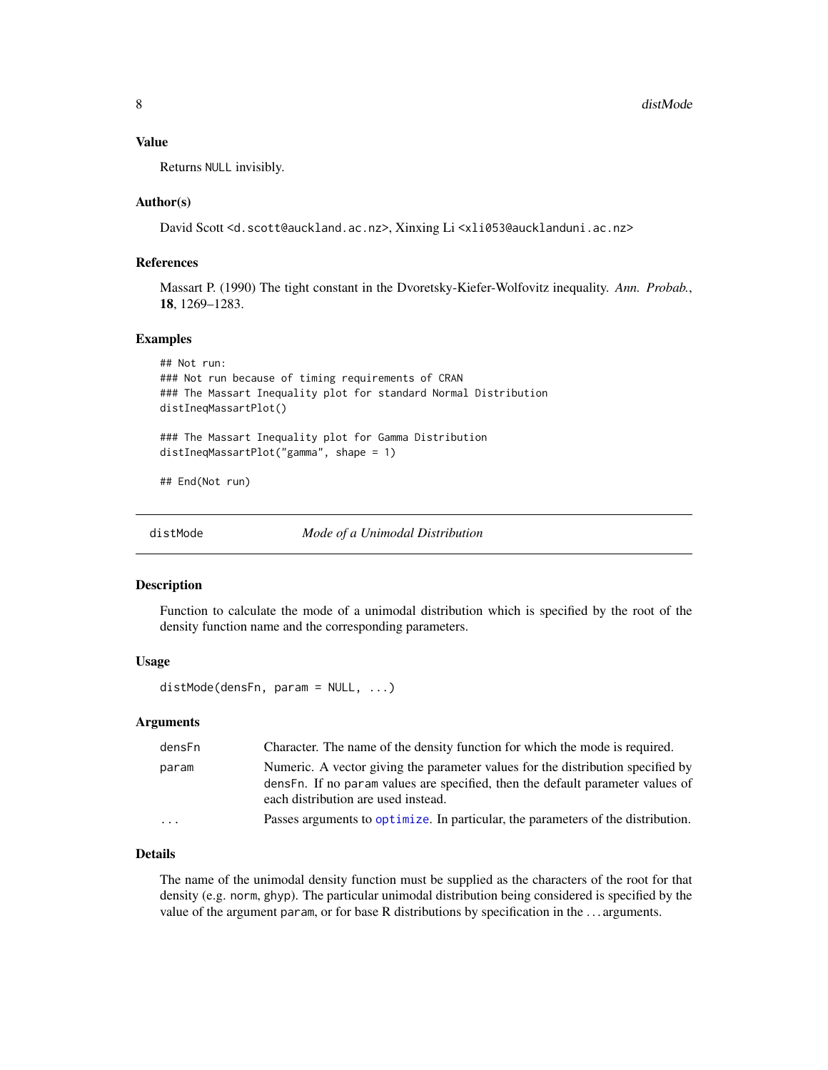### Value

Returns NULL invisibly.

### Author(s)

David Scott <d.scott@auckland.ac.nz>, Xinxing Li <xli053@aucklanduni.ac.nz>

### References

Massart P. (1990) The tight constant in the Dvoretsky-Kiefer-Wolfovitz inequality. *Ann. Probab.*, **18**, 1269–1283.

### Examples

```
## Not run:
### Not run because of timing requirements of CRAN
### The Massart Inequality plot for standard Normal Distribution
distIneqMassartPlot()

### The Massart Inequality plot for Gamma Distribution
distIneqMassartPlot("gamma", shape = 1)

## End(Not run)
```

---

## distMode *Mode of a Unimodal Distribution*

---

### Description

Function to calculate the mode of a unimodal distribution which is specified by the root of the density function name and the corresponding parameters.

### Usage

```
distMode(densFn, param = NULL, ...)
```

### Arguments

| | |
|---|---|
| densFn | Character. The name of the density function for which the mode is required. |
| param | Numeric. A vector giving the parameter values for the distribution specified by densFn. If no param values are specified, then the default parameter values of each distribution are used instead. |
| ... | Passes arguments to optimize. In particular, the parameters of the distribution. |

### Details

The name of the unimodal density function must be supplied as the characters of the root for that density (e.g. norm, ghyp). The particular unimodal distribution being considered is specified by the value of the argument param, or for base R distributions by specification in the ... arguments.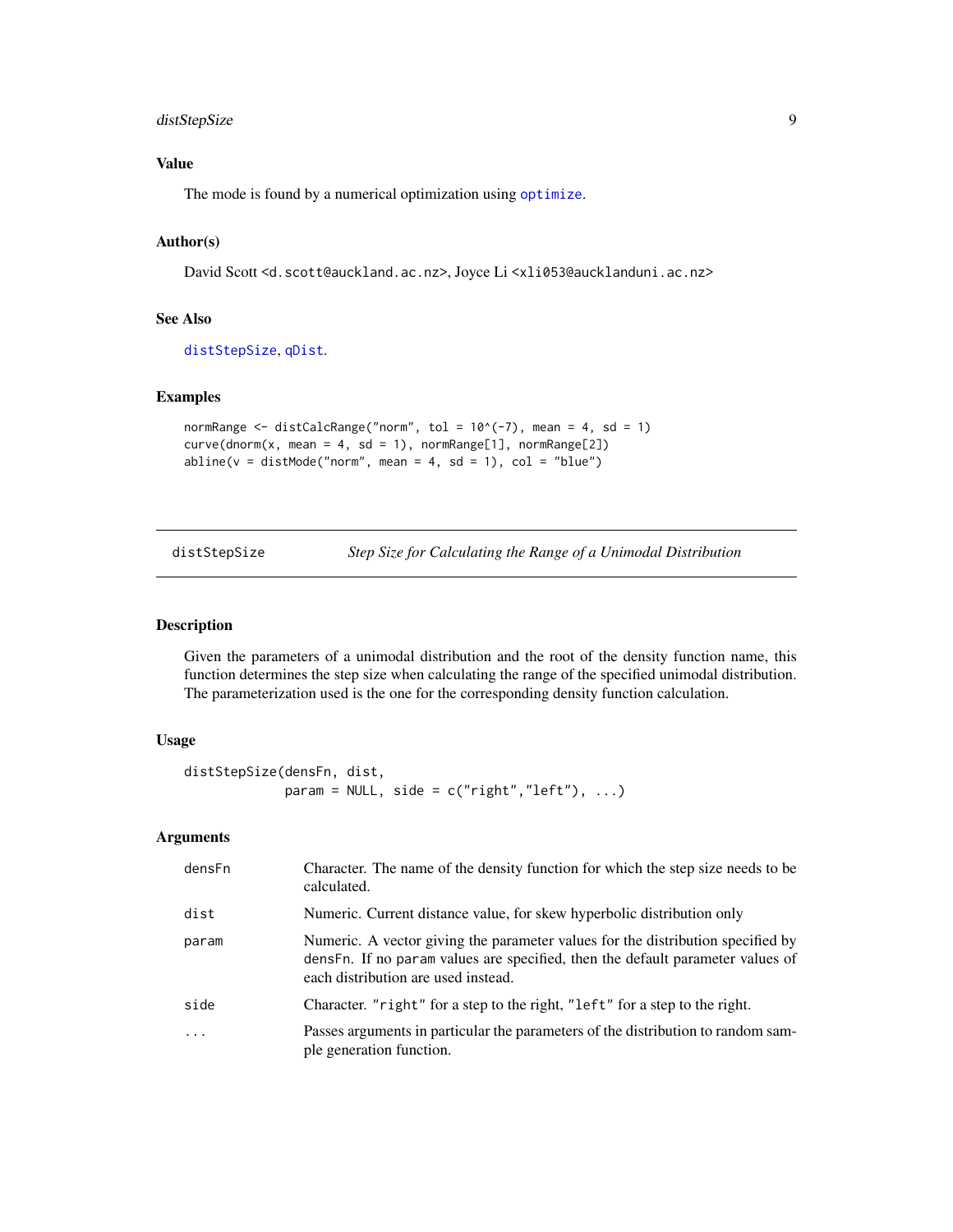### Value

The mode is found by a numerical optimization using optimize.

### Author(s)

David Scott <d.scott@auckland.ac.nz>, Joyce Li <xli053@aucklanduni.ac.nz>

### See Also

distStepSize, qDist.

### Examples

```
normRange <- distCalcRange("norm", tol = 10^(-7), mean = 4, sd = 1)
curve(dnorm(x, mean = 4, sd = 1), normRange[1], normRange[2])
abline(v = distMode("norm", mean = 4, sd = 1), col = "blue")
```

---

## distStepSize — *Step Size for Calculating the Range of a Unimodal Distribution*

### Description

Given the parameters of a unimodal distribution and the root of the density function name, this function determines the step size when calculating the range of the specified unimodal distribution. The parameterization used is the one for the corresponding density function calculation.

### Usage

```
distStepSize(densFn, dist,
             param = NULL, side = c("right","left"), ...)
```

### Arguments

| Argument | Description |
|---|---|
| densFn | Character. The name of the density function for which the step size needs to be calculated. |
| dist | Numeric. Current distance value, for skew hyperbolic distribution only |
| param | Numeric. A vector giving the parameter values for the distribution specified by densFn. If no param values are specified, then the default parameter values of each distribution are used instead. |
| side | Character. "right" for a step to the right, "left" for a step to the right. |
| ... | Passes arguments in particular the parameters of the distribution to random sample generation function. |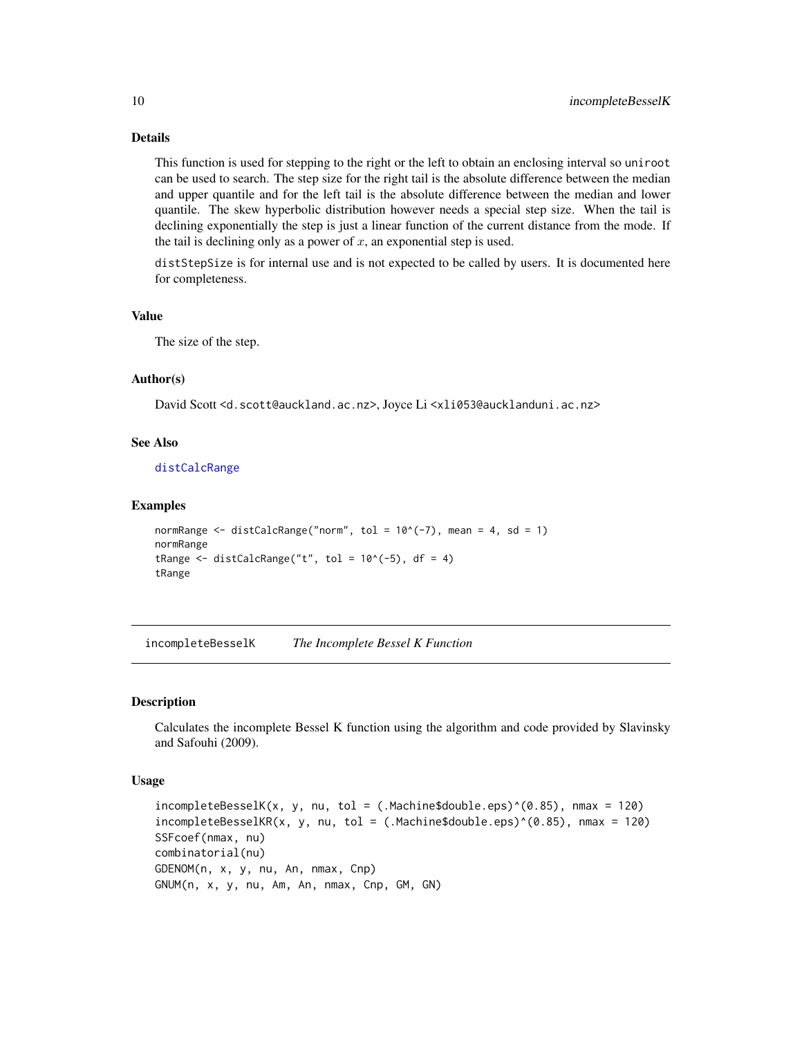### Details

This function is used for stepping to the right or the left to obtain an enclosing interval so `uniroot` can be used to search. The step size for the right tail is the absolute difference between the median and upper quantile and for the left tail is the absolute difference between the median and lower quantile. The skew hyperbolic distribution however needs a special step size. When the tail is declining exponentially the step is just a linear function of the current distance from the mode. If the tail is declining only as a power of $x$, an exponential step is used.

`distStepSize` is for internal use and is not expected to be called by users. It is documented here for completeness.

### Value

The size of the step.

### Author(s)

David Scott <d.scott@auckland.ac.nz>, Joyce Li <xli053@aucklanduni.ac.nz>

### See Also

`distCalcRange`

### Examples

```
normRange <- distCalcRange("norm", tol = 10^(-7), mean = 4, sd = 1)
normRange
tRange <- distCalcRange("t", tol = 10^(-5), df = 4)
tRange
```

---

## incompleteBesselK *The Incomplete Bessel K Function*

### Description

Calculates the incomplete Bessel K function using the algorithm and code provided by Slavinsky and Safouhi (2009).

### Usage

```
incompleteBesselK(x, y, nu, tol = (.Machine$double.eps)^(0.85), nmax = 120)
incompleteBesselKR(x, y, nu, tol = (.Machine$double.eps)^(0.85), nmax = 120)
SSFcoef(nmax, nu)
combinatorial(nu)
GDENOM(n, x, y, nu, An, nmax, Cnp)
GNUM(n, x, y, nu, Am, An, nmax, Cnp, GM, GN)
```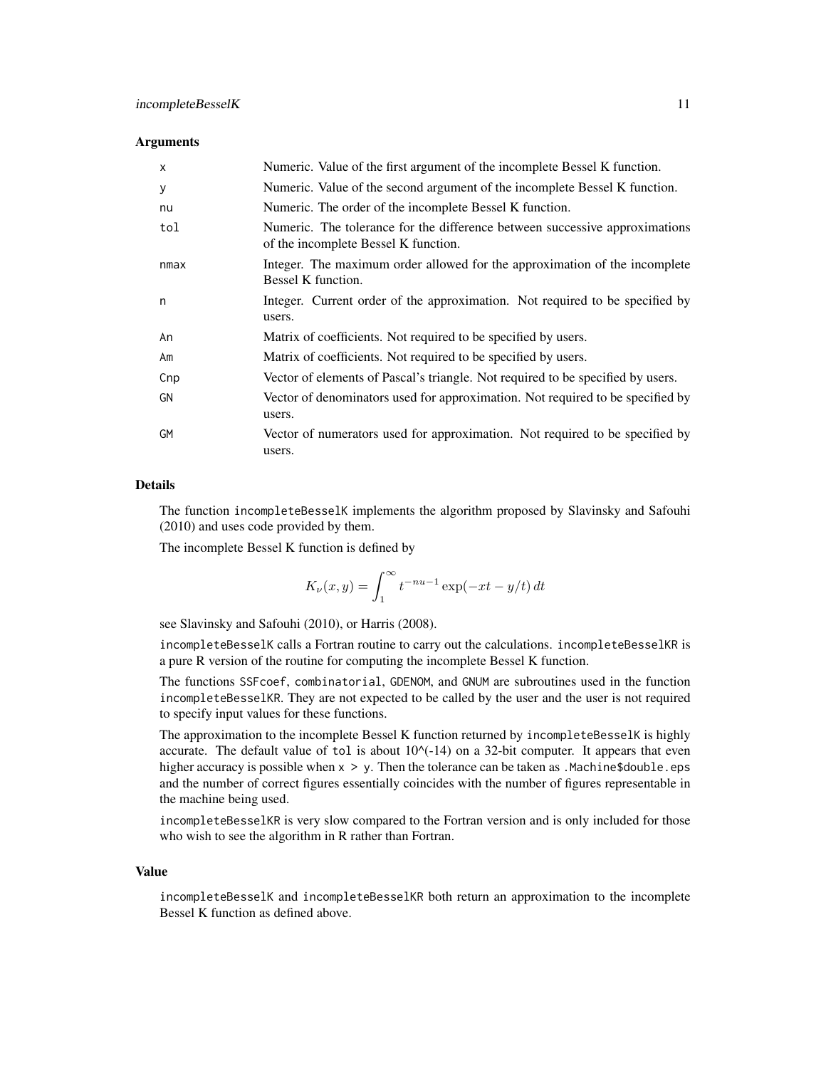### Arguments

| | |
|---|---|
| `x` | Numeric. Value of the first argument of the incomplete Bessel K function. |
| `y` | Numeric. Value of the second argument of the incomplete Bessel K function. |
| `nu` | Numeric. The order of the incomplete Bessel K function. |
| `tol` | Numeric. The tolerance for the difference between successive approximations of the incomplete Bessel K function. |
| `nmax` | Integer. The maximum order allowed for the approximation of the incomplete Bessel K function. |
| `n` | Integer. Current order of the approximation. Not required to be specified by users. |
| `An` | Matrix of coefficients. Not required to be specified by users. |
| `Am` | Matrix of coefficients. Not required to be specified by users. |
| `Cnp` | Vector of elements of Pascal's triangle. Not required to be specified by users. |
| `GN` | Vector of denominators used for approximation. Not required to be specified by users. |
| `GM` | Vector of numerators used for approximation. Not required to be specified by users. |

### Details

The function `incompleteBesselK` implements the algorithm proposed by Slavinsky and Safouhi (2010) and uses code provided by them.

The incomplete Bessel K function is defined by

$$K_\nu(x, y) = \int_1^\infty t^{-nu-1} \exp(-xt - y/t)\, dt$$

see Slavinsky and Safouhi (2010), or Harris (2008).

`incompleteBesselK` calls a Fortran routine to carry out the calculations. `incompleteBesselKR` is a pure R version of the routine for computing the incomplete Bessel K function.

The functions `SSFcoef`, `combinatorial`, `GDENOM`, and `GNUM` are subroutines used in the function `incompleteBesselKR`. They are not expected to be called by the user and the user is not required to specify input values for these functions.

The approximation to the incomplete Bessel K function returned by `incompleteBesselK` is highly accurate. The default value of `tol` is about 10^(-14) on a 32-bit computer. It appears that even higher accuracy is possible when `x > y`. Then the tolerance can be taken as `.Machine$double.eps` and the number of correct figures essentially coincides with the number of figures representable in the machine being used.

`incompleteBesselKR` is very slow compared to the Fortran version and is only included for those who wish to see the algorithm in R rather than Fortran.

### Value

`incompleteBesselK` and `incompleteBesselKR` both return an approximation to the incomplete Bessel K function as defined above.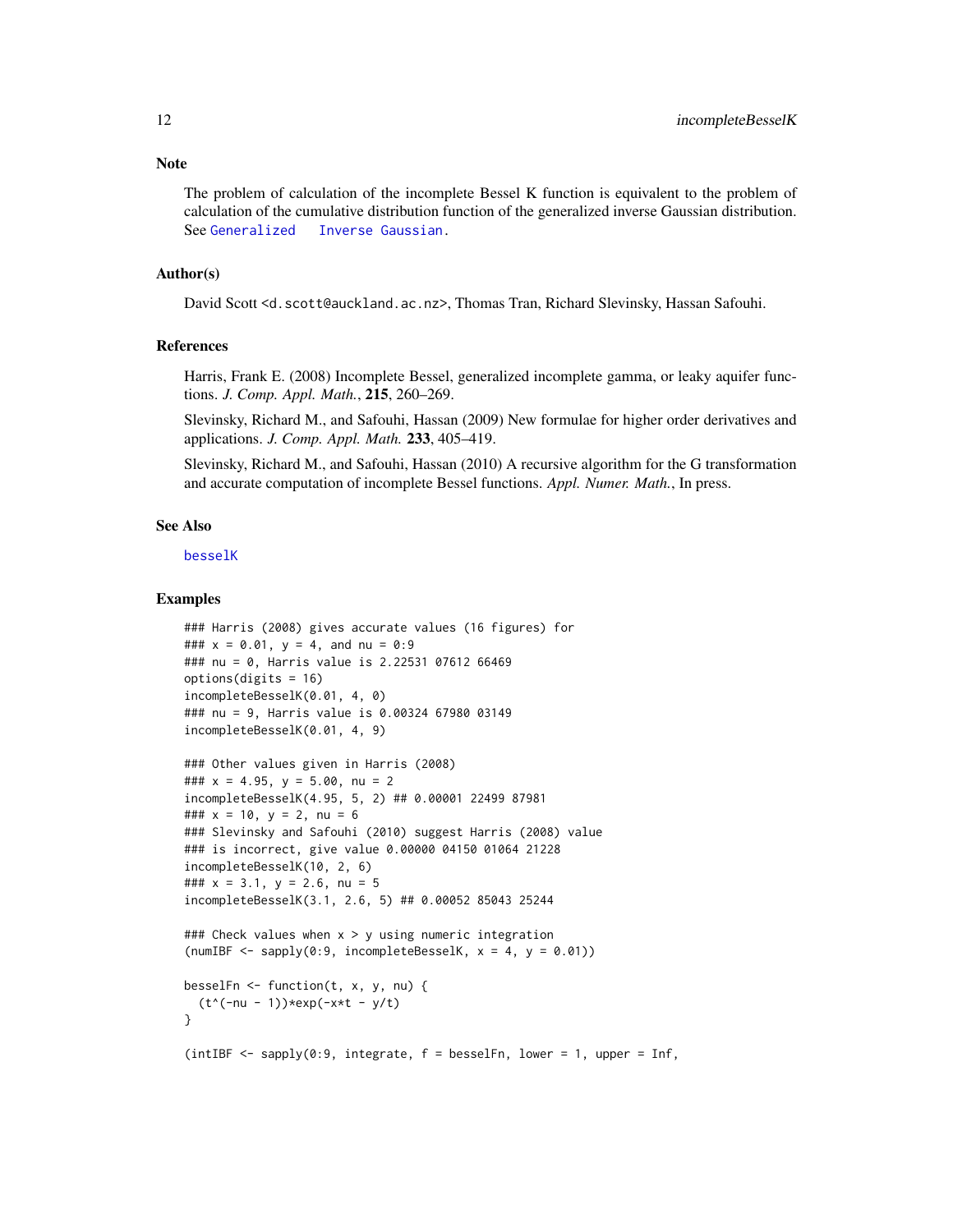## Note

The problem of calculation of the incomplete Bessel K function is equivalent to the problem of calculation of the cumulative distribution function of the generalized inverse Gaussian distribution. See Generalized Inverse Gaussian.

## Author(s)

David Scott <d.scott@auckland.ac.nz>, Thomas Tran, Richard Slevinsky, Hassan Safouhi.

## References

Harris, Frank E. (2008) Incomplete Bessel, generalized incomplete gamma, or leaky aquifer functions. *J. Comp. Appl. Math.*, **215**, 260–269.

Slevinsky, Richard M., and Safouhi, Hassan (2009) New formulae for higher order derivatives and applications. *J. Comp. Appl. Math.* **233**, 405–419.

Slevinsky, Richard M., and Safouhi, Hassan (2010) A recursive algorithm for the G transformation and accurate computation of incomplete Bessel functions. *Appl. Numer. Math.*, In press.

## See Also

besselK

## Examples

```
### Harris (2008) gives accurate values (16 figures) for
### x = 0.01, y = 4, and nu = 0:9
### nu = 0, Harris value is 2.22531 07612 66469
options(digits = 16)
incompleteBesselK(0.01, 4, 0)
### nu = 9, Harris value is 0.00324 67980 03149
incompleteBesselK(0.01, 4, 9)

### Other values given in Harris (2008)
### x = 4.95, y = 5.00, nu = 2
incompleteBesselK(4.95, 5, 2) ## 0.00001 22499 87981
### x = 10, y = 2, nu = 6
### Slevinsky and Safouhi (2010) suggest Harris (2008) value
### is incorrect, give value 0.00000 04150 01064 21228
incompleteBesselK(10, 2, 6)
### x = 3.1, y = 2.6, nu = 5
incompleteBesselK(3.1, 2.6, 5) ## 0.00052 85043 25244

### Check values when x > y using numeric integration
(numIBF <- sapply(0:9, incompleteBesselK, x = 4, y = 0.01))

besselFn <- function(t, x, y, nu) {
  (t^(-nu - 1))*exp(-x*t - y/t)
}

(intIBF <- sapply(0:9, integrate, f = besselFn, lower = 1, upper = Inf,
```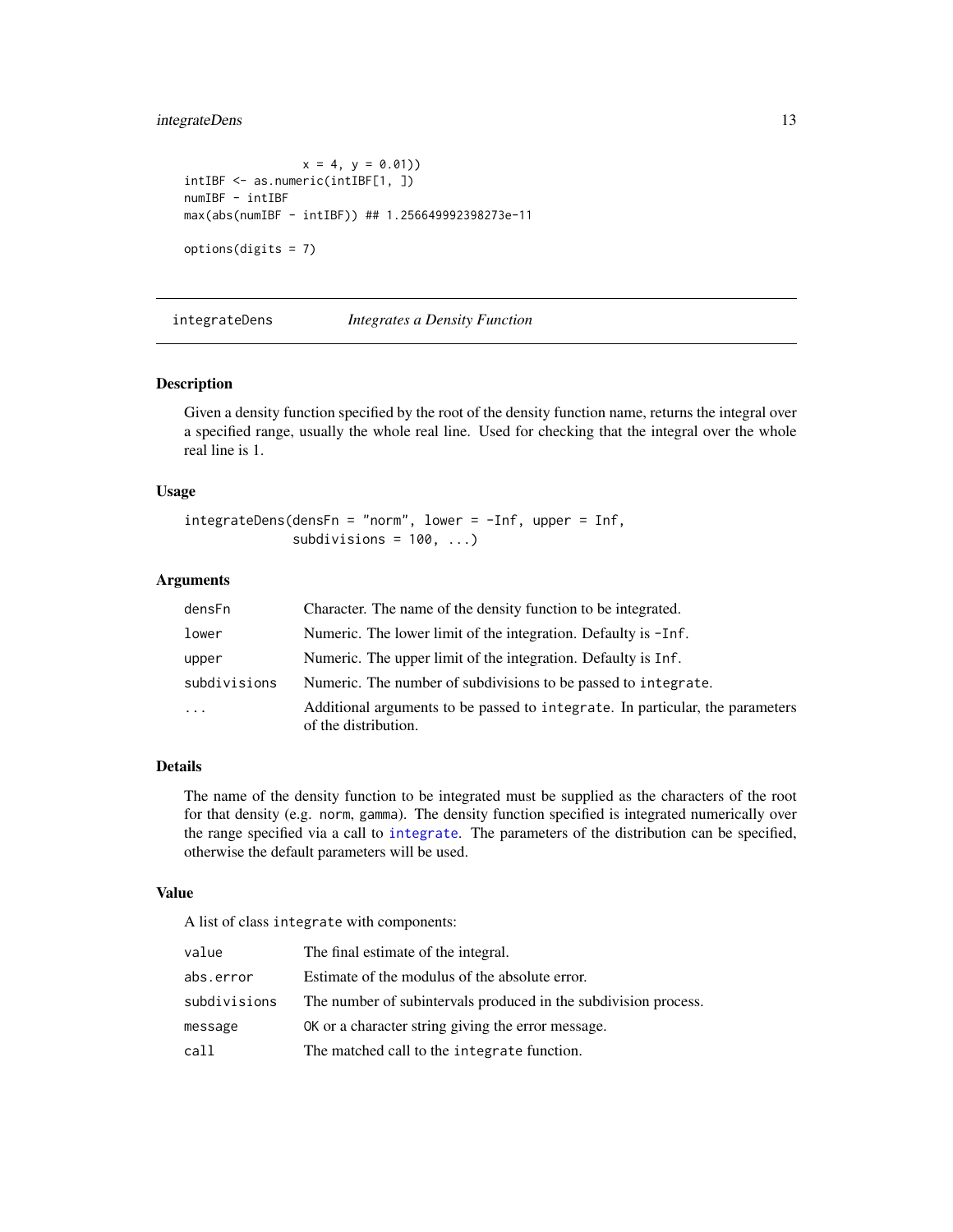```
                  x = 4, y = 0.01))
intIBF <- as.numeric(intIBF[1, ])
numIBF - intIBF
max(abs(numIBF - intIBF)) ## 1.256649992398273e-11

options(digits = 7)
```

---

## integrateDens *Integrates a Density Function*

---

### Description

Given a density function specified by the root of the density function name, returns the integral over a specified range, usually the whole real line. Used for checking that the integral over the whole real line is 1.

### Usage

```
integrateDens(densFn = "norm", lower = -Inf, upper = Inf,
              subdivisions = 100, ...)
```

### Arguments

| | |
|---|---|
| `densFn` | Character. The name of the density function to be integrated. |
| `lower` | Numeric. The lower limit of the integration. Defaulty is `-Inf`. |
| `upper` | Numeric. The upper limit of the integration. Defaulty is `Inf`. |
| `subdivisions` | Numeric. The number of subdivisions to be passed to `integrate`. |
| `...` | Additional arguments to be passed to `integrate`. In particular, the parameters of the distribution. |

### Details

The name of the density function to be integrated must be supplied as the characters of the root for that density (e.g. `norm`, `gamma`). The density function specified is integrated numerically over the range specified via a call to `integrate`. The parameters of the distribution can be specified, otherwise the default parameters will be used.

### Value

A list of class `integrate` with components:

| | |
|---|---|
| `value` | The final estimate of the integral. |
| `abs.error` | Estimate of the modulus of the absolute error. |
| `subdivisions` | The number of subintervals produced in the subdivision process. |
| `message` | `OK` or a character string giving the error message. |
| `call` | The matched call to the `integrate` function. |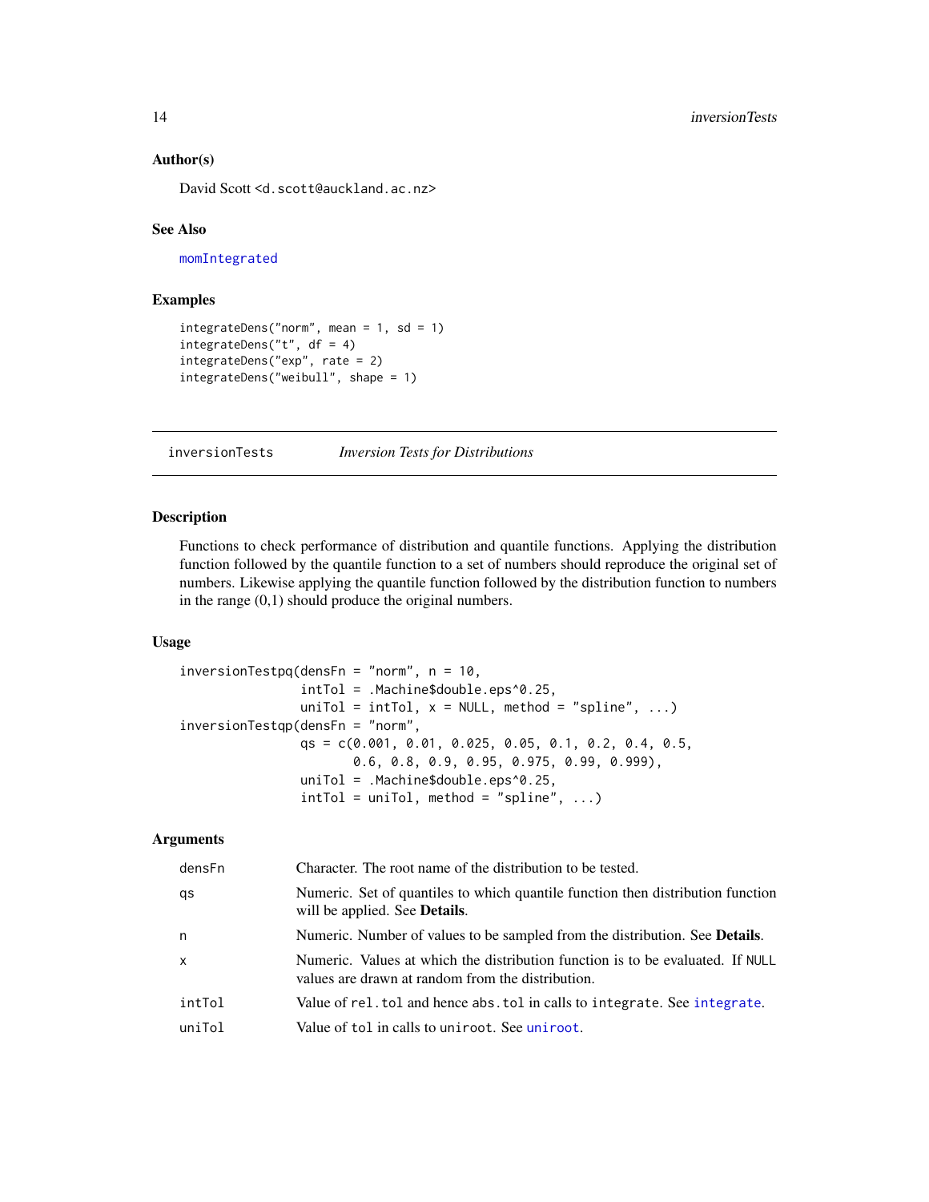### Author(s)

David Scott <d.scott@auckland.ac.nz>

### See Also

momIntegrated

### Examples

```
integrateDens("norm", mean = 1, sd = 1)
integrateDens("t", df = 4)
integrateDens("exp", rate = 2)
integrateDens("weibull", shape = 1)
```

---

## inversionTests — *Inversion Tests for Distributions*

---

### Description

Functions to check performance of distribution and quantile functions. Applying the distribution function followed by the quantile function to a set of numbers should reproduce the original set of numbers. Likewise applying the quantile function followed by the distribution function to numbers in the range (0,1) should produce the original numbers.

### Usage

```
inversionTestpq(densFn = "norm", n = 10,
                intTol = .Machine$double.eps^0.25,
                uniTol = intTol, x = NULL, method = "spline", ...)
inversionTestqp(densFn = "norm",
                qs = c(0.001, 0.01, 0.025, 0.05, 0.1, 0.2, 0.4, 0.5,
                       0.6, 0.8, 0.9, 0.95, 0.975, 0.99, 0.999),
                uniTol = .Machine$double.eps^0.25,
                intTol = uniTol, method = "spline", ...)
```

### Arguments

| | |
|---|---|
| densFn | Character. The root name of the distribution to be tested. |
| qs | Numeric. Set of quantiles to which quantile function then distribution function will be applied. See **Details**. |
| n | Numeric. Number of values to be sampled from the distribution. See **Details**. |
| x | Numeric. Values at which the distribution function is to be evaluated. If NULL values are drawn at random from the distribution. |
| intTol | Value of rel.tol and hence abs.tol in calls to integrate. See integrate. |
| uniTol | Value of tol in calls to uniroot. See uniroot. |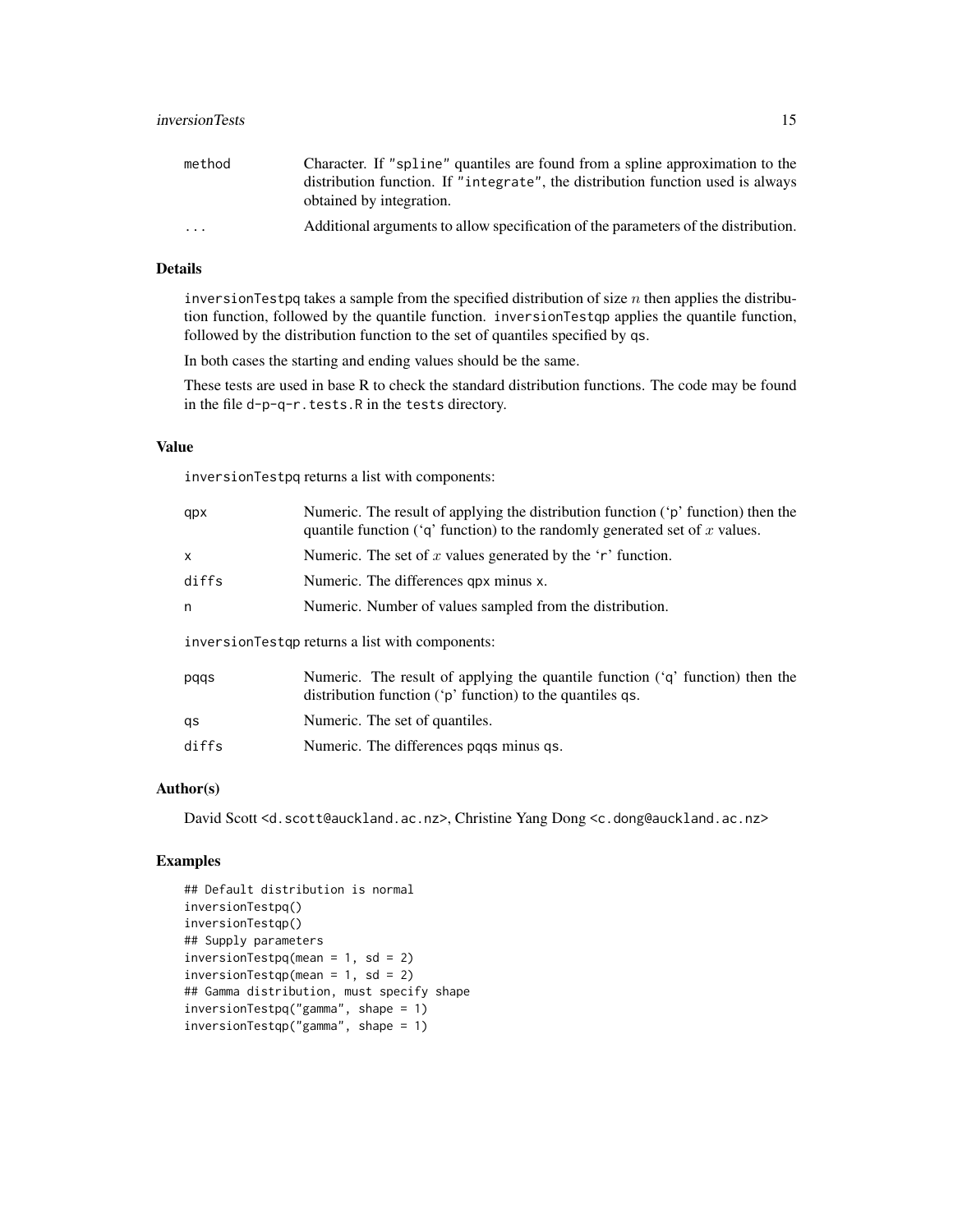| | |
|---|---|
| method | Character. If "spline" quantiles are found from a spline approximation to the distribution function. If "integrate", the distribution function used is always obtained by integration. |
| ... | Additional arguments to allow specification of the parameters of the distribution. |

## Details

inversionTestpq takes a sample from the specified distribution of size $n$ then applies the distribution function, followed by the quantile function. inversionTestqp applies the quantile function, followed by the distribution function to the set of quantiles specified by qs.

In both cases the starting and ending values should be the same.

These tests are used in base R to check the standard distribution functions. The code may be found in the file d-p-q-r.tests.R in the tests directory.

## Value

inversionTestpq returns a list with components:

| | |
|---|---|
| qpx | Numeric. The result of applying the distribution function ('p' function) then the quantile function ('q' function) to the randomly generated set of $x$ values. |
| x | Numeric. The set of $x$ values generated by the 'r' function. |
| diffs | Numeric. The differences qpx minus x. |
| n | Numeric. Number of values sampled from the distribution. |

inversionTestqp returns a list with components:

| | |
|---|---|
| pqqs | Numeric. The result of applying the quantile function ('q' function) then the distribution function ('p' function) to the quantiles qs. |
| qs | Numeric. The set of quantiles. |
| diffs | Numeric. The differences pqqs minus qs. |

## Author(s)

David Scott <d.scott@auckland.ac.nz>, Christine Yang Dong <c.dong@auckland.ac.nz>

## Examples

```
## Default distribution is normal
inversionTestpq()
inversionTestqp()
## Supply parameters
inversionTestpq(mean = 1, sd = 2)
inversionTestqp(mean = 1, sd = 2)
## Gamma distribution, must specify shape
inversionTestpq("gamma", shape = 1)
inversionTestqp("gamma", shape = 1)
```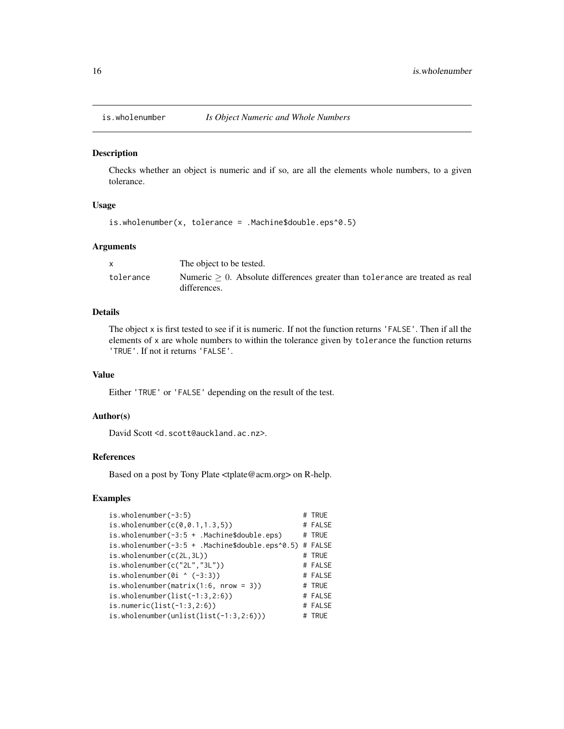# is.wholenumber — *Is Object Numeric and Whole Numbers*

## Description

Checks whether an object is numeric and if so, are all the elements whole numbers, to a given tolerance.

## Usage

```
is.wholenumber(x, tolerance = .Machine$double.eps^0.5)
```

## Arguments

| | |
|---|---|
| `x` | The object to be tested. |
| `tolerance` | Numeric $\geq 0$. Absolute differences greater than `tolerance` are treated as real differences. |

## Details

The object `x` is first tested to see if it is numeric. If not the function returns `'FALSE'`. Then if all the elements of `x` are whole numbers to within the tolerance given by `tolerance` the function returns `'TRUE'`. If not it returns `'FALSE'`.

## Value

Either `'TRUE'` or `'FALSE'` depending on the result of the test.

## Author(s)

David Scott <d.scott@auckland.ac.nz>.

## References

Based on a post by Tony Plate <tplate@acm.org> on R-help.

## Examples

```
is.wholenumber(-3:5)                           # TRUE
is.wholenumber(c(0,0.1,1.3,5))                 # FALSE
is.wholenumber(-3:5 + .Machine$double.eps)     # TRUE
is.wholenumber(-3:5 + .Machine$double.eps^0.5) # FALSE
is.wholenumber(c(2L,3L))                       # TRUE
is.wholenumber(c("2L","3L"))                   # FALSE
is.wholenumber(0i ^ (-3:3))                    # FALSE
is.wholenumber(matrix(1:6, nrow = 3))          # TRUE
is.wholenumber(list(-1:3,2:6))                 # FALSE
is.numeric(list(-1:3,2:6))                     # FALSE
is.wholenumber(unlist(list(-1:3,2:6)))         # TRUE
```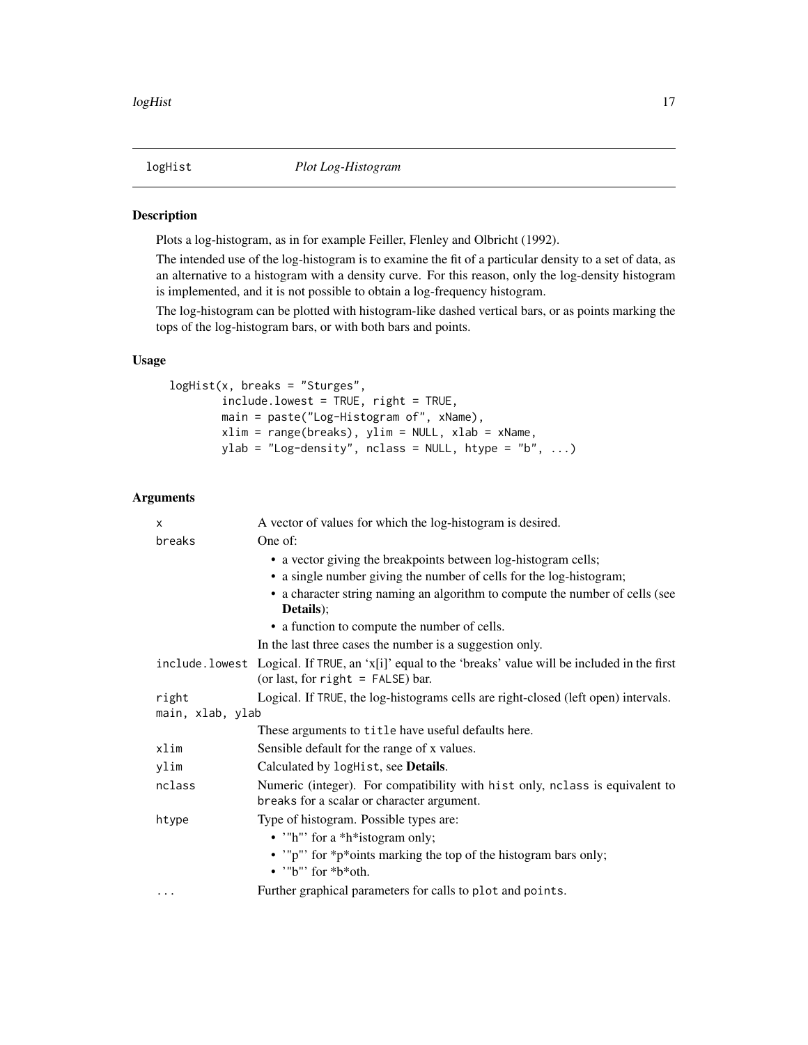## logHist — *Plot Log-Histogram*

### Description

Plots a log-histogram, as in for example Feiller, Flenley and Olbricht (1992).

The intended use of the log-histogram is to examine the fit of a particular density to a set of data, as an alternative to a histogram with a density curve. For this reason, only the log-density histogram is implemented, and it is not possible to obtain a log-frequency histogram.

The log-histogram can be plotted with histogram-like dashed vertical bars, or as points marking the tops of the log-histogram bars, or with both bars and points.

### Usage

```
logHist(x, breaks = "Sturges",
        include.lowest = TRUE, right = TRUE,
        main = paste("Log-Histogram of", xName),
        xlim = range(breaks), ylim = NULL, xlab = xName,
        ylab = "Log-density", nclass = NULL, htype = "b", ...)
```

### Arguments

| | |
|---|---|
| `x` | A vector of values for which the log-histogram is desired. |
| `breaks` | One of: <br>• a vector giving the breakpoints between log-histogram cells;<br>• a single number giving the number of cells for the log-histogram;<br>• a character string naming an algorithm to compute the number of cells (see **Details**);<br>• a function to compute the number of cells.<br>In the last three cases the number is a suggestion only. |
| `include.lowest` | Logical. If `TRUE`, an 'x[i]' equal to the 'breaks' value will be included in the first (or last, for `right = FALSE`) bar. |
| `right` | Logical. If `TRUE`, the log-histograms cells are right-closed (left open) intervals. |
| `main, xlab, ylab` | These arguments to `title` have useful defaults here. |
| `xlim` | Sensible default for the range of x values. |
| `ylim` | Calculated by `logHist`, see **Details**. |
| `nclass` | Numeric (integer). For compatibility with `hist` only, `nclass` is equivalent to `breaks` for a scalar or character argument. |
| `htype` | Type of histogram. Possible types are:<br>• '"h"' for a *h*istogram only;<br>• '"p"' for *p*oints marking the top of the histogram bars only;<br>• '"b"' for *b*oth. |
| `...` | Further graphical parameters for calls to `plot` and `points`. |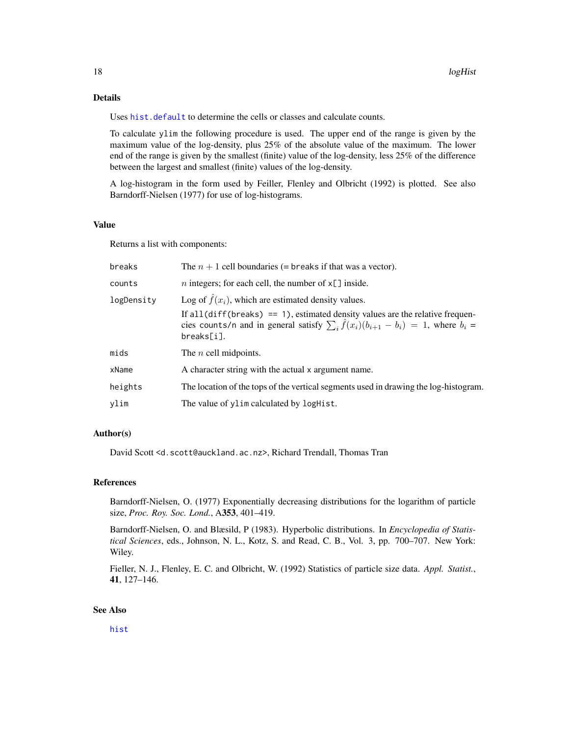### Details

Uses `hist.default` to determine the cells or classes and calculate counts.

To calculate `ylim` the following procedure is used. The upper end of the range is given by the maximum value of the log-density, plus 25% of the absolute value of the maximum. The lower end of the range is given by the smallest (finite) value of the log-density, less 25% of the difference between the largest and smallest (finite) values of the log-density.

A log-histogram in the form used by Feiller, Flenley and Olbricht (1992) is plotted. See also Barndorff-Nielsen (1977) for use of log-histograms.

### Value

Returns a list with components:

| | |
|---|---|
| `breaks` | The $n + 1$ cell boundaries (= `breaks` if that was a vector). |
| `counts` | $n$ integers; for each cell, the number of `x[]` inside. |
| `logDensity` | Log of $\hat{f}(x_i)$, which are estimated density values. If `all(diff(breaks) == 1)`, estimated density values are the relative frequencies `counts/n` and in general satisfy $\sum_i \hat{f}(x_i)(b_{i+1} - b_i) = 1$, where $b_i$ = `breaks[i]`. |
| `mids` | The $n$ cell midpoints. |
| `xName` | A character string with the actual `x` argument name. |
| `heights` | The location of the tops of the vertical segments used in drawing the log-histogram. |
| `ylim` | The value of `ylim` calculated by `logHist`. |

### Author(s)

David Scott <d.scott@auckland.ac.nz>, Richard Trendall, Thomas Tran

### References

Barndorff-Nielsen, O. (1977) Exponentially decreasing distributions for the logarithm of particle size, *Proc. Roy. Soc. Lond.*, A**353**, 401–419.

Barndorff-Nielsen, O. and Blæsild, P (1983). Hyperbolic distributions. In *Encyclopedia of Statistical Sciences*, eds., Johnson, N. L., Kotz, S. and Read, C. B., Vol. 3, pp. 700–707. New York: Wiley.

Fieller, N. J., Flenley, E. C. and Olbricht, W. (1992) Statistics of particle size data. *Appl. Statist.*, **41**, 127–146.

### See Also

`hist`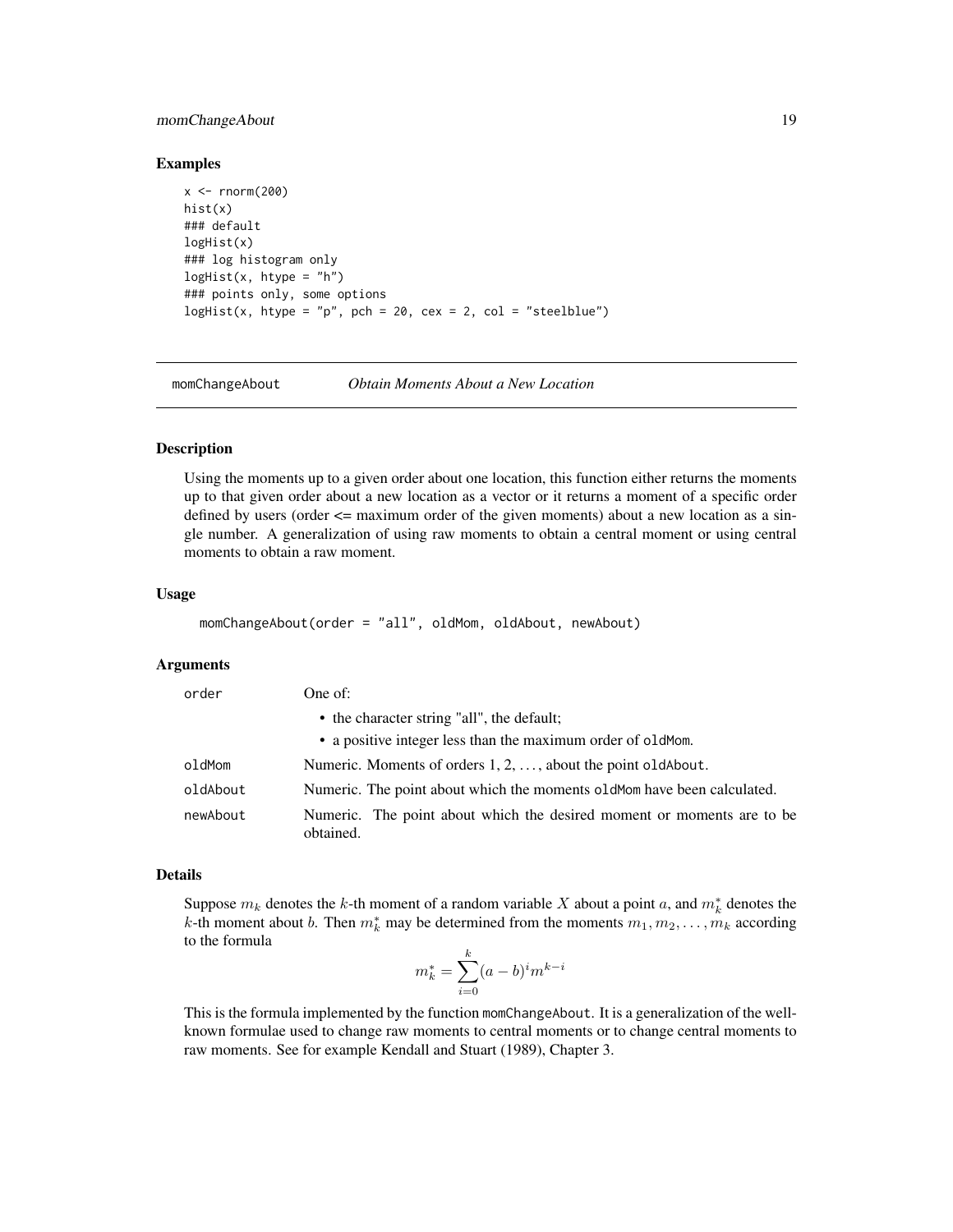## Examples

```
x <- rnorm(200)
hist(x)
### default
logHist(x)
### log histogram only
logHist(x, htype = "h")
### points only, some options
logHist(x, htype = "p", pch = 20, cex = 2, col = "steelblue")
```

---

# momChangeAbout — *Obtain Moments About a New Location*

---

## Description

Using the moments up to a given order about one location, this function either returns the moments up to that given order about a new location as a vector or it returns a moment of a specific order defined by users (order <= maximum order of the given moments) about a new location as a single number. A generalization of using raw moments to obtain a central moment or using central moments to obtain a raw moment.

## Usage

```
momChangeAbout(order = "all", oldMom, oldAbout, newAbout)
```

## Arguments

| | |
|---|---|
| `order` | One of: <br>• the character string "all", the default; <br>• a positive integer less than the maximum order of `oldMom`. |
| `oldMom` | Numeric. Moments of orders 1, 2, ..., about the point `oldAbout`. |
| `oldAbout` | Numeric. The point about which the moments `oldMom` have been calculated. |
| `newAbout` | Numeric. The point about which the desired moment or moments are to be obtained. |

## Details

Suppose $m_k$ denotes the $k$-th moment of a random variable $X$ about a point $a$, and $m_k^*$ denotes the $k$-th moment about $b$. Then $m_k^*$ may be determined from the moments $m_1, m_2, \ldots, m_k$ according to the formula

$$m_k^* = \sum_{i=0}^{k} (a-b)^i m^{k-i}$$

This is the formula implemented by the function `momChangeAbout`. It is a generalization of the well-known formulae used to change raw moments to central moments or to change central moments to raw moments. See for example Kendall and Stuart (1989), Chapter 3.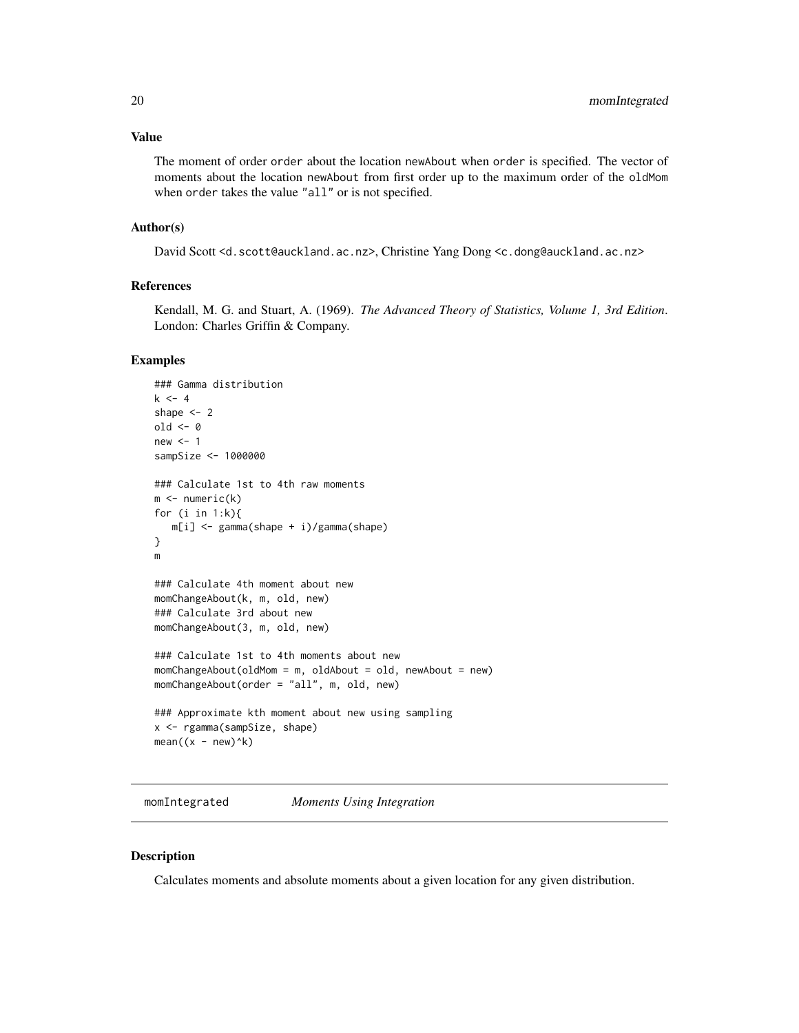## Value

The moment of order order about the location newAbout when order is specified. The vector of moments about the location newAbout from first order up to the maximum order of the oldMom when order takes the value "all" or is not specified.

## Author(s)

David Scott <d.scott@auckland.ac.nz>, Christine Yang Dong <c.dong@auckland.ac.nz>

## References

Kendall, M. G. and Stuart, A. (1969). *The Advanced Theory of Statistics, Volume 1, 3rd Edition*. London: Charles Griffin & Company.

## Examples

```
### Gamma distribution
k <- 4
shape <- 2
old <- 0
new <- 1
sampSize <- 1000000

### Calculate 1st to 4th raw moments
m <- numeric(k)
for (i in 1:k){
   m[i] <- gamma(shape + i)/gamma(shape)
}
m

### Calculate 4th moment about new
momChangeAbout(k, m, old, new)
### Calculate 3rd about new
momChangeAbout(3, m, old, new)

### Calculate 1st to 4th moments about new
momChangeAbout(oldMom = m, oldAbout = old, newAbout = new)
momChangeAbout(order = "all", m, old, new)

### Approximate kth moment about new using sampling
x <- rgamma(sampSize, shape)
mean((x - new)^k)
```

---

# momIntegrated *Moments Using Integration*

---

## Description

Calculates moments and absolute moments about a given location for any given distribution.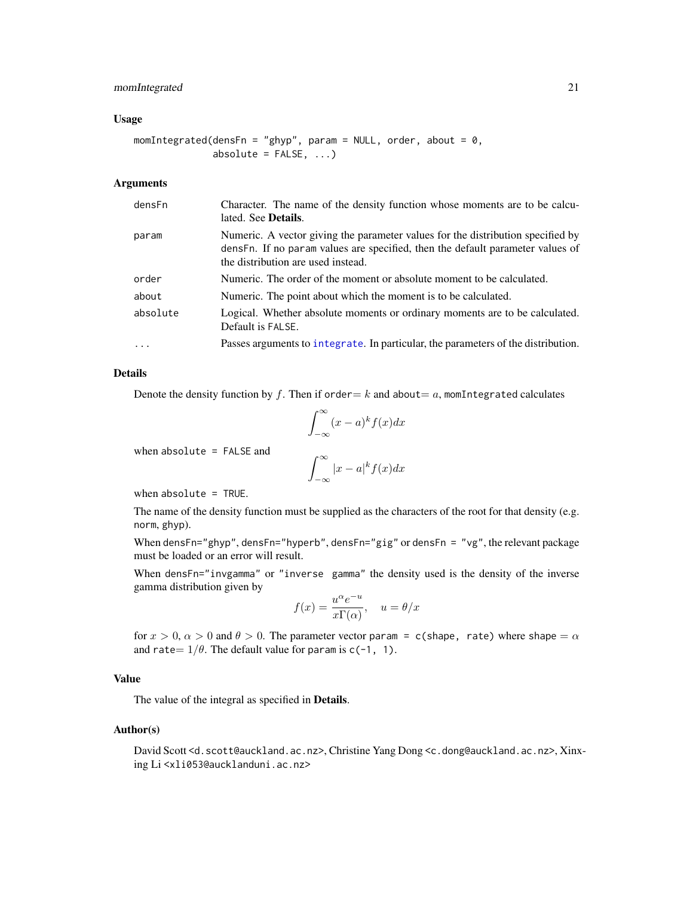## Usage

```
momIntegrated(densFn = "ghyp", param = NULL, order, about = 0,
              absolute = FALSE, ...)
```

## Arguments

| | |
|---|---|
| densFn | Character. The name of the density function whose moments are to be calculated. See **Details**. |
| param | Numeric. A vector giving the parameter values for the distribution specified by densFn. If no param values are specified, then the default parameter values of the distribution are used instead. |
| order | Numeric. The order of the moment or absolute moment to be calculated. |
| about | Numeric. The point about which the moment is to be calculated. |
| absolute | Logical. Whether absolute moments or ordinary moments are to be calculated. Default is FALSE. |
| ... | Passes arguments to integrate. In particular, the parameters of the distribution. |

## Details

Denote the density function by $f$. Then if order= $k$ and about= $a$, momIntegrated calculates

$$\int_{-\infty}^{\infty} (x-a)^k f(x) dx$$

when absolute = FALSE and

$$\int_{-\infty}^{\infty} |x-a|^k f(x) dx$$

when absolute = TRUE.

The name of the density function must be supplied as the characters of the root for that density (e.g. norm, ghyp).

When densFn="ghyp", densFn="hyperb", densFn="gig" or densFn = "vg", the relevant package must be loaded or an error will result.

When densFn="invgamma" or "inverse gamma" the density used is the density of the inverse gamma distribution given by

$$f(x) = \frac{u^{\alpha} e^{-u}}{x \Gamma(\alpha)}, \quad u = \theta / x$$

for $x > 0$, $\alpha > 0$ and $\theta > 0$. The parameter vector param = c(shape, rate) where shape $= \alpha$ and rate$= 1/\theta$. The default value for param is c(-1, 1).

## Value

The value of the integral as specified in **Details**.

## Author(s)

David Scott <d.scott@auckland.ac.nz>, Christine Yang Dong <c.dong@auckland.ac.nz>, Xinxing Li <xli053@aucklanduni.ac.nz>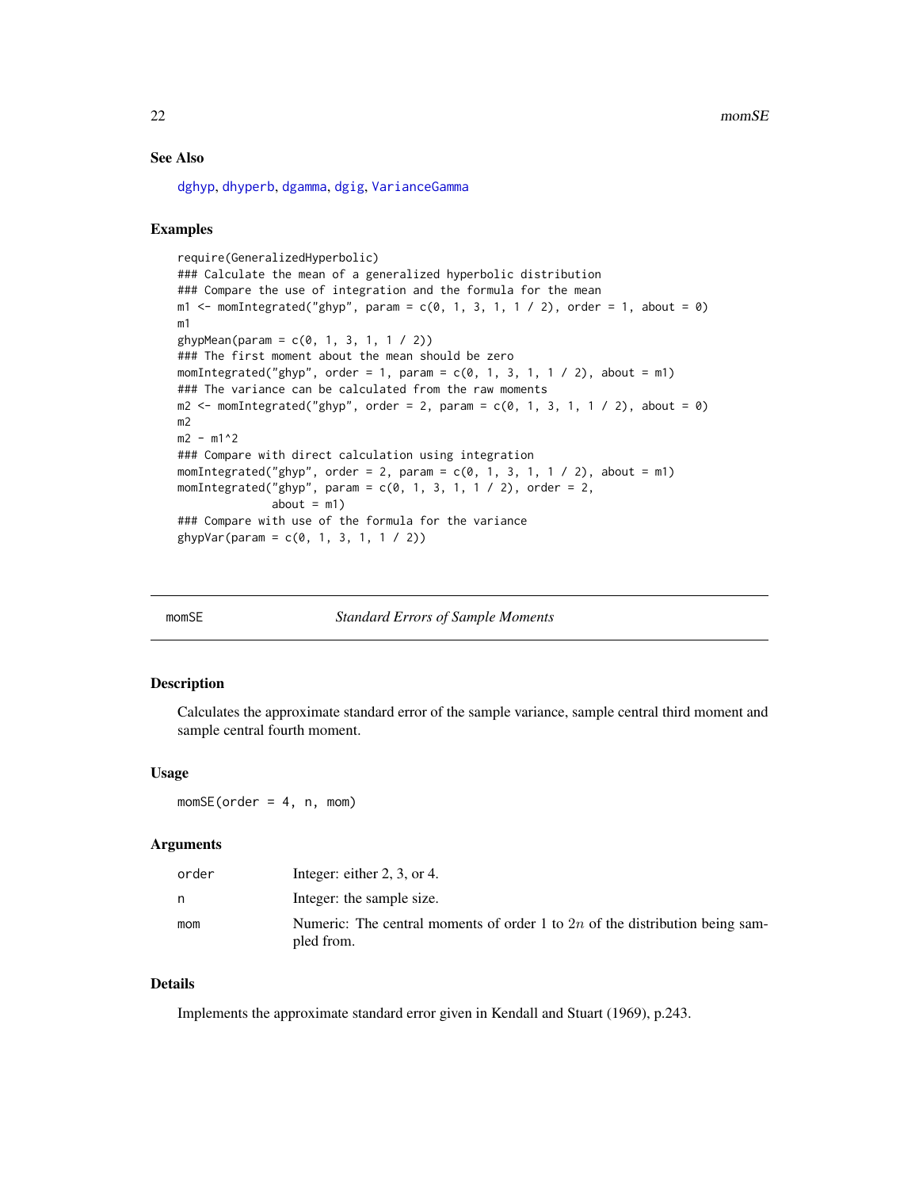## See Also

dghyp, dhyperb, dgamma, dgig, VarianceGamma

## Examples

```
require(GeneralizedHyperbolic)
### Calculate the mean of a generalized hyperbolic distribution
### Compare the use of integration and the formula for the mean
m1 <- momIntegrated("ghyp", param = c(0, 1, 3, 1, 1 / 2), order = 1, about = 0)
m1
ghypMean(param = c(0, 1, 3, 1, 1 / 2))
### The first moment about the mean should be zero
momIntegrated("ghyp", order = 1, param = c(0, 1, 3, 1, 1 / 2), about = m1)
### The variance can be calculated from the raw moments
m2 <- momIntegrated("ghyp", order = 2, param = c(0, 1, 3, 1, 1 / 2), about = 0)
m2
m2 - m1^2
### Compare with direct calculation using integration
momIntegrated("ghyp", order = 2, param = c(0, 1, 3, 1, 1 / 2), about = m1)
momIntegrated("ghyp", param = c(0, 1, 3, 1, 1 / 2), order = 2,
              about = m1)
### Compare with use of the formula for the variance
ghypVar(param = c(0, 1, 3, 1, 1 / 2))
```

---

# momSE — *Standard Errors of Sample Moments*

## Description

Calculates the approximate standard error of the sample variance, sample central third moment and sample central fourth moment.

## Usage

```
momSE(order = 4, n, mom)
```

## Arguments

| | |
|---|---|
| order | Integer: either 2, 3, or 4. |
| n | Integer: the sample size. |
| mom | Numeric: The central moments of order 1 to $2n$ of the distribution being sampled from. |

## Details

Implements the approximate standard error given in Kendall and Stuart (1969), p.243.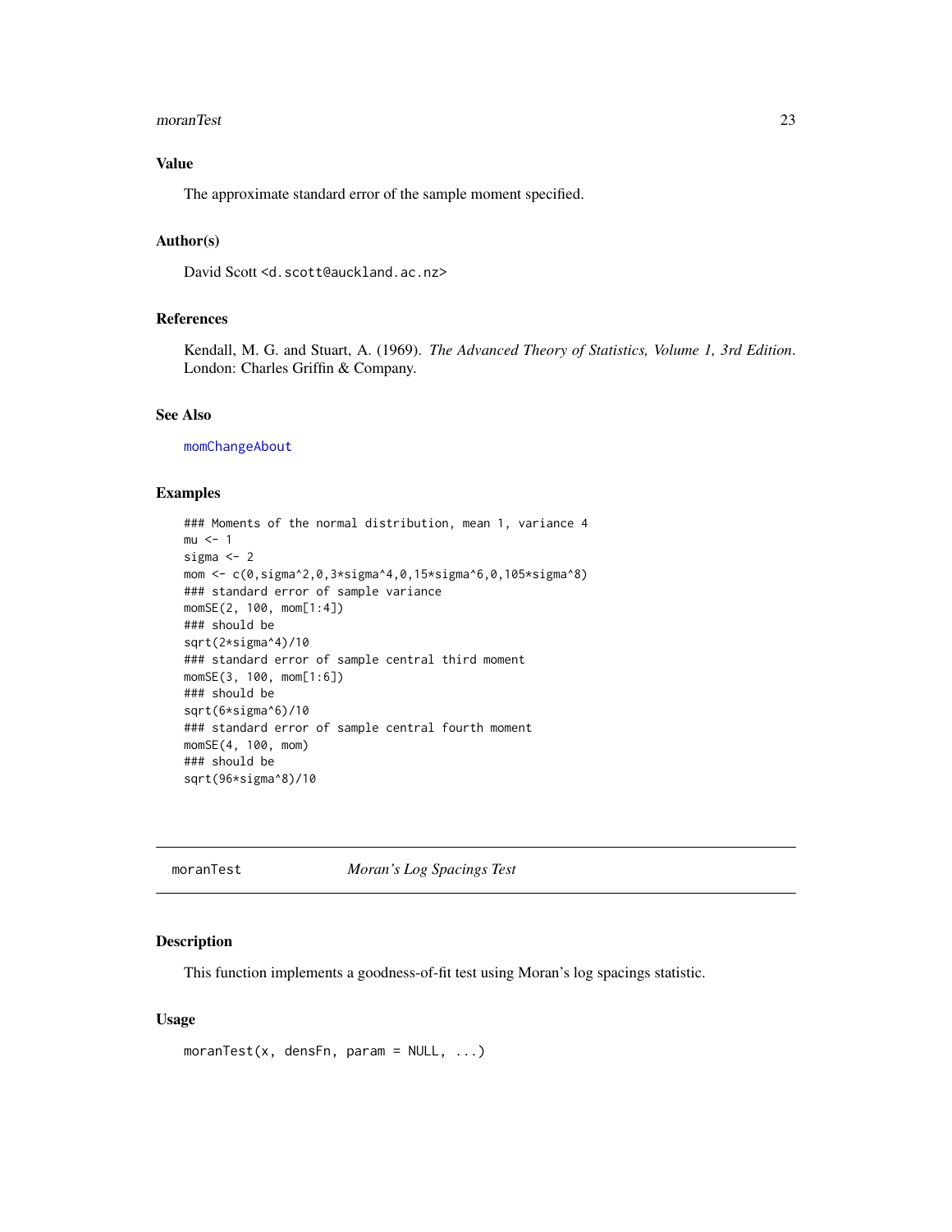## Value

The approximate standard error of the sample moment specified.

## Author(s)

David Scott <d.scott@auckland.ac.nz>

## References

Kendall, M. G. and Stuart, A. (1969). *The Advanced Theory of Statistics, Volume 1, 3rd Edition*. London: Charles Griffin & Company.

## See Also

momChangeAbout

## Examples

```
### Moments of the normal distribution, mean 1, variance 4
mu <- 1
sigma <- 2
mom <- c(0,sigma^2,0,3*sigma^4,0,15*sigma^6,0,105*sigma^8)
### standard error of sample variance
momSE(2, 100, mom[1:4])
### should be
sqrt(2*sigma^4)/10
### standard error of sample central third moment
momSE(3, 100, mom[1:6])
### should be
sqrt(6*sigma^6)/10
### standard error of sample central fourth moment
momSE(4, 100, mom)
### should be
sqrt(96*sigma^8)/10
```

---

# moranTest — *Moran's Log Spacings Test*

## Description

This function implements a goodness-of-fit test using Moran's log spacings statistic.

## Usage

```
moranTest(x, densFn, param = NULL, ...)
```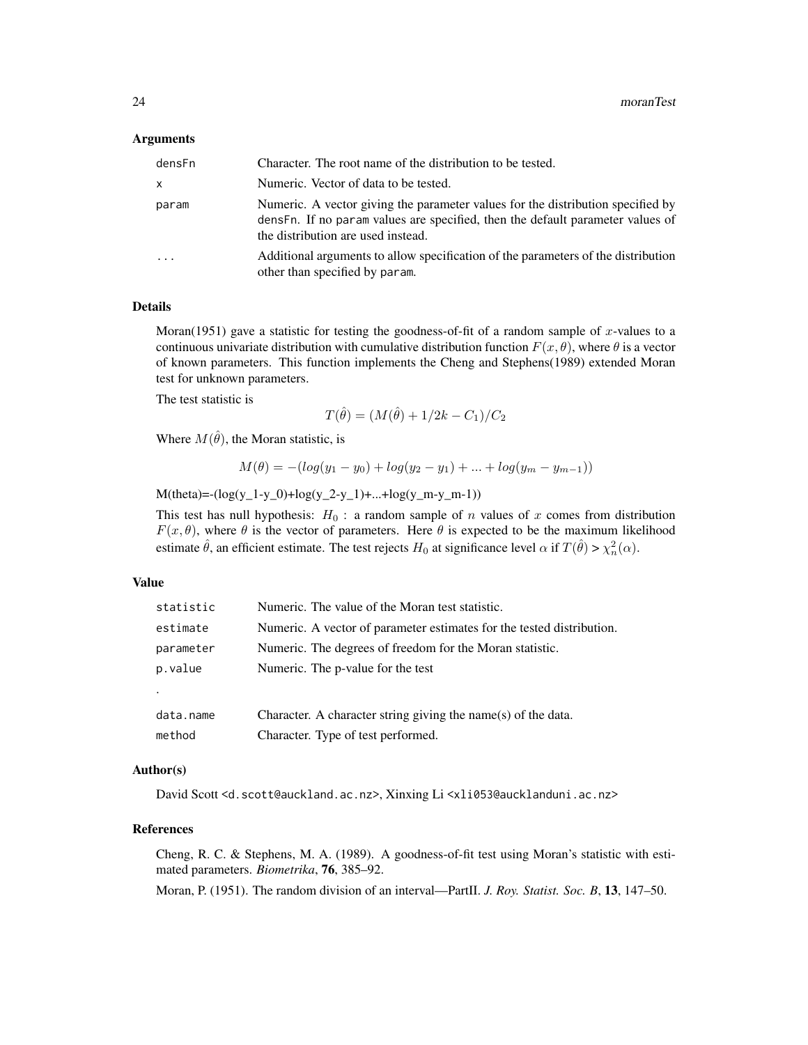### Arguments

| | |
|---|---|
| densFn | Character. The root name of the distribution to be tested. |
| x | Numeric. Vector of data to be tested. |
| param | Numeric. A vector giving the parameter values for the distribution specified by densFn. If no param values are specified, then the default parameter values of the distribution are used instead. |
| ... | Additional arguments to allow specification of the parameters of the distribution other than specified by param. |

### Details

Moran(1951) gave a statistic for testing the goodness-of-fit of a random sample of $x$-values to a continuous univariate distribution with cumulative distribution function $F(x, \theta)$, where $\theta$ is a vector of known parameters. This function implements the Cheng and Stephens(1989) extended Moran test for unknown parameters.

The test statistic is

$$T(\hat{\theta}) = (M(\hat{\theta}) + 1/2k - C_1)/C_2$$

Where $M(\hat{\theta})$, the Moran statistic, is

$$M(\theta) = -(log(y_1 - y_0) + log(y_2 - y_1) + ... + log(y_m - y_{m-1}))$$

M(theta)=-(log(y_1-y_0)+log(y_2-y_1)+...+log(y_m-y_m-1))

This test has null hypothesis: $H_0$ : a random sample of $n$ values of $x$ comes from distribution $F(x, \theta)$, where $\theta$ is the vector of parameters. Here $\theta$ is expected to be the maximum likelihood estimate $\hat{\theta}$, an efficient estimate. The test rejects $H_0$ at significance level $\alpha$ if $T(\hat{\theta}) > \chi^2_n(\alpha)$.

### Value

| | |
|---|---|
| statistic | Numeric. The value of the Moran test statistic. |
| estimate | Numeric. A vector of parameter estimates for the tested distribution. |
| parameter | Numeric. The degrees of freedom for the Moran statistic. |
| p.value | Numeric. The p-value for the test |
| . | |
| data.name | Character. A character string giving the name(s) of the data. |
| method | Character. Type of test performed. |

### Author(s)

David Scott <d.scott@auckland.ac.nz>, Xinxing Li <xli053@aucklanduni.ac.nz>

### References

Cheng, R. C. & Stephens, M. A. (1989). A goodness-of-fit test using Moran's statistic with estimated parameters. *Biometrika*, **76**, 385–92.

Moran, P. (1951). The random division of an interval—PartII. *J. Roy. Statist. Soc. B*, **13**, 147–50.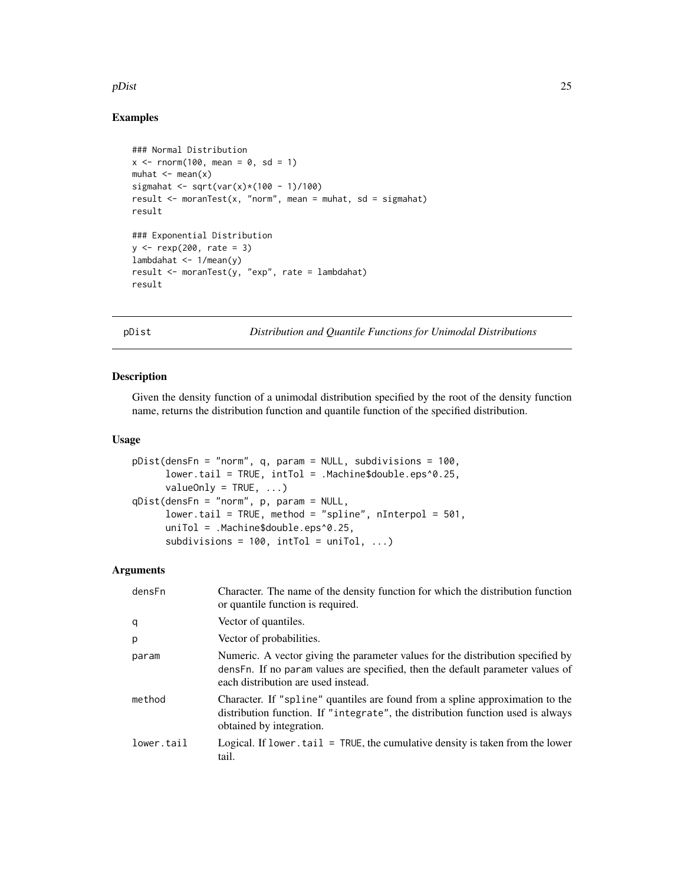## Examples

```
### Normal Distribution
x <- rnorm(100, mean = 0, sd = 1)
muhat <- mean(x)
sigmahat <- sqrt(var(x)*(100 - 1)/100)
result <- moranTest(x, "norm", mean = muhat, sd = sigmahat)
result

### Exponential Distribution
y <- rexp(200, rate = 3)
lambdahat <- 1/mean(y)
result <- moranTest(y, "exp", rate = lambdahat)
result
```

---

# pDist — *Distribution and Quantile Functions for Unimodal Distributions*

---

## Description

Given the density function of a unimodal distribution specified by the root of the density function name, returns the distribution function and quantile function of the specified distribution.

## Usage

```
pDist(densFn = "norm", q, param = NULL, subdivisions = 100,
      lower.tail = TRUE, intTol = .Machine$double.eps^0.25,
      valueOnly = TRUE, ...)
qDist(densFn = "norm", p, param = NULL,
      lower.tail = TRUE, method = "spline", nInterpol = 501,
      uniTol = .Machine$double.eps^0.25,
      subdivisions = 100, intTol = uniTol, ...)
```

## Arguments

| | |
|---|---|
| `densFn` | Character. The name of the density function for which the distribution function or quantile function is required. |
| `q` | Vector of quantiles. |
| `p` | Vector of probabilities. |
| `param` | Numeric. A vector giving the parameter values for the distribution specified by `densFn`. If no `param` values are specified, then the default parameter values of each distribution are used instead. |
| `method` | Character. If `"spline"` quantiles are found from a spline approximation to the distribution function. If `"integrate"`, the distribution function used is always obtained by integration. |
| `lower.tail` | Logical. If `lower.tail = TRUE`, the cumulative density is taken from the lower tail. |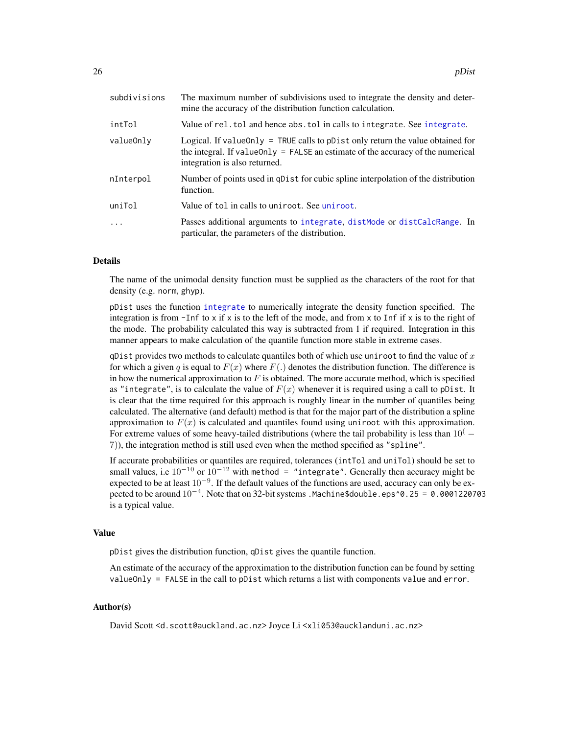| | |
|---|---|
| subdivisions | The maximum number of subdivisions used to integrate the density and determine the accuracy of the distribution function calculation. |
| intTol | Value of rel.tol and hence abs.tol in calls to integrate. See integrate. |
| valueOnly | Logical. If valueOnly = TRUE calls to pDist only return the value obtained for the integral. If valueOnly = FALSE an estimate of the accuracy of the numerical integration is also returned. |
| nInterpol | Number of points used in qDist for cubic spline interpolation of the distribution function. |
| uniTol | Value of tol in calls to uniroot. See uniroot. |
| ... | Passes additional arguments to integrate, distMode or distCalcRange. In particular, the parameters of the distribution. |

## Details

The name of the unimodal density function must be supplied as the characters of the root for that density (e.g. norm, ghyp).

pDist uses the function integrate to numerically integrate the density function specified. The integration is from -Inf to x if x is to the left of the mode, and from x to Inf if x is to the right of the mode. The probability calculated this way is subtracted from 1 if required. Integration in this manner appears to make calculation of the quantile function more stable in extreme cases.

qDist provides two methods to calculate quantiles both of which use uniroot to find the value of $x$ for which a given $q$ is equal to $F(x)$ where $F(.)$ denotes the distribution function. The difference is in how the numerical approximation to $F$ is obtained. The more accurate method, which is specified as "integrate", is to calculate the value of $F(x)$ whenever it is required using a call to pDist. It is clear that the time required for this approach is roughly linear in the number of quantiles being calculated. The alternative (and default) method is that for the major part of the distribution a spline approximation to $F(x)$ is calculated and quantiles found using uniroot with this approximation. For extreme values of some heavy-tailed distributions (where the tail probability is less than $10^(-7)$), the integration method is still used even when the method specified as "spline".

If accurate probabilities or quantiles are required, tolerances (intTol and uniTol) should be set to small values, i.e $10^{-10}$ or $10^{-12}$ with method = "integrate". Generally then accuracy might be expected to be at least $10^{-9}$. If the default values of the functions are used, accuracy can only be expected to be around $10^{-4}$. Note that on 32-bit systems .Machine$double.eps^0.25 = 0.0001220703 is a typical value.

## Value

pDist gives the distribution function, qDist gives the quantile function.

An estimate of the accuracy of the approximation to the distribution function can be found by setting valueOnly = FALSE in the call to pDist which returns a list with components value and error.

## Author(s)

David Scott <d.scott@auckland.ac.nz> Joyce Li <xli053@aucklanduni.ac.nz>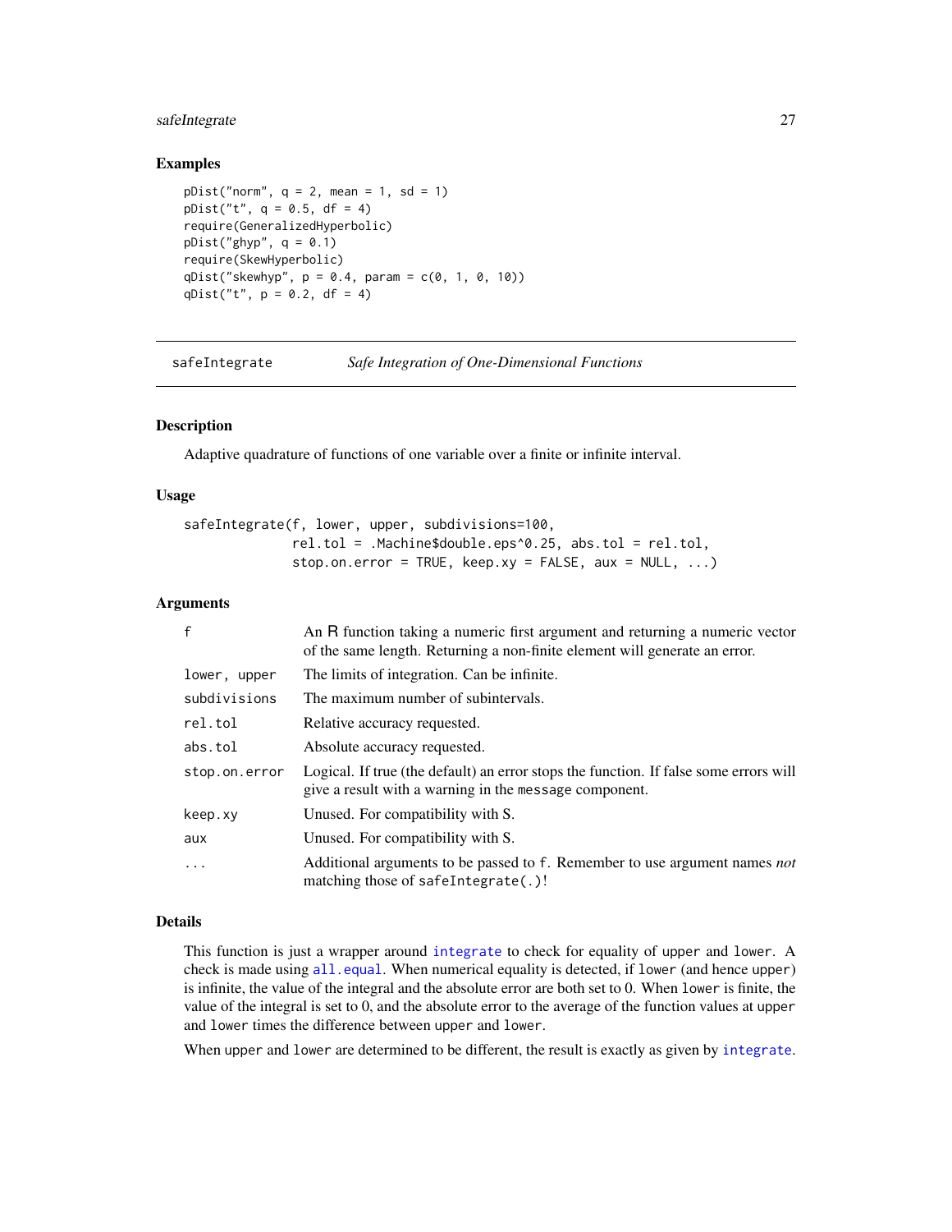### Examples

```
pDist("norm", q = 2, mean = 1, sd = 1)
pDist("t", q = 0.5, df = 4)
require(GeneralizedHyperbolic)
pDist("ghyp", q = 0.1)
require(SkewHyperbolic)
qDist("skewhyp", p = 0.4, param = c(0, 1, 0, 10))
qDist("t", p = 0.2, df = 4)
```

---

## safeIntegrate *Safe Integration of One-Dimensional Functions*

---

### Description

Adaptive quadrature of functions of one variable over a finite or infinite interval.

### Usage

```
safeIntegrate(f, lower, upper, subdivisions=100,
              rel.tol = .Machine$double.eps^0.25, abs.tol = rel.tol,
              stop.on.error = TRUE, keep.xy = FALSE, aux = NULL, ...)
```

### Arguments

| | |
|---|---|
| `f` | An R function taking a numeric first argument and returning a numeric vector of the same length. Returning a non-finite element will generate an error. |
| `lower, upper` | The limits of integration. Can be infinite. |
| `subdivisions` | The maximum number of subintervals. |
| `rel.tol` | Relative accuracy requested. |
| `abs.tol` | Absolute accuracy requested. |
| `stop.on.error` | Logical. If true (the default) an error stops the function. If false some errors will give a result with a warning in the `message` component. |
| `keep.xy` | Unused. For compatibility with S. |
| `aux` | Unused. For compatibility with S. |
| `...` | Additional arguments to be passed to `f`. Remember to use argument names *not* matching those of `safeIntegrate(.)`! |

### Details

This function is just a wrapper around `integrate` to check for equality of `upper` and `lower`. A check is made using `all.equal`. When numerical equality is detected, if `lower` (and hence `upper`) is infinite, the value of the integral and the absolute error are both set to 0. When `lower` is finite, the value of the integral is set to 0, and the absolute error to the average of the function values at `upper` and `lower` times the difference between `upper` and `lower`.

When `upper` and `lower` are determined to be different, the result is exactly as given by `integrate`.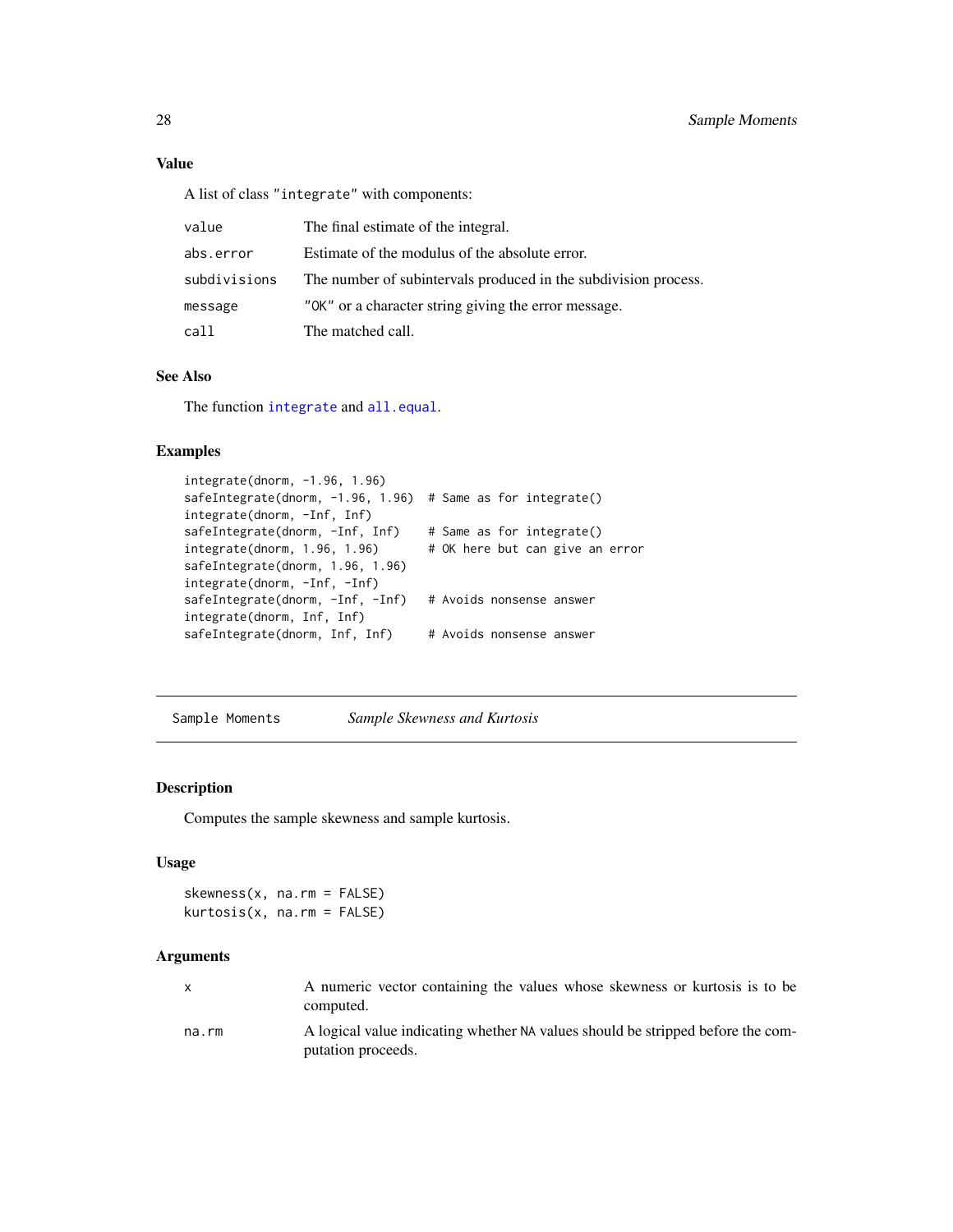### Value

A list of class "integrate" with components:

| | |
|---|---|
| `value` | The final estimate of the integral. |
| `abs.error` | Estimate of the modulus of the absolute error. |
| `subdivisions` | The number of subintervals produced in the subdivision process. |
| `message` | "OK" or a character string giving the error message. |
| `call` | The matched call. |

### See Also

The function `integrate` and `all.equal`.

### Examples

```
integrate(dnorm, -1.96, 1.96)
safeIntegrate(dnorm, -1.96, 1.96)  # Same as for integrate()
integrate(dnorm, -Inf, Inf)
safeIntegrate(dnorm, -Inf, Inf)    # Same as for integrate()
integrate(dnorm, 1.96, 1.96)       # OK here but can give an error
safeIntegrate(dnorm, 1.96, 1.96)
integrate(dnorm, -Inf, -Inf)
safeIntegrate(dnorm, -Inf, -Inf)   # Avoids nonsense answer
integrate(dnorm, Inf, Inf)
safeIntegrate(dnorm, Inf, Inf)     # Avoids nonsense answer
```

---

## Sample Moments    *Sample Skewness and Kurtosis*

---

### Description

Computes the sample skewness and sample kurtosis.

### Usage

```
skewness(x, na.rm = FALSE)
kurtosis(x, na.rm = FALSE)
```

### Arguments

| | |
|---|---|
| `x` | A numeric vector containing the values whose skewness or kurtosis is to be computed. |
| `na.rm` | A logical value indicating whether NA values should be stripped before the computation proceeds. |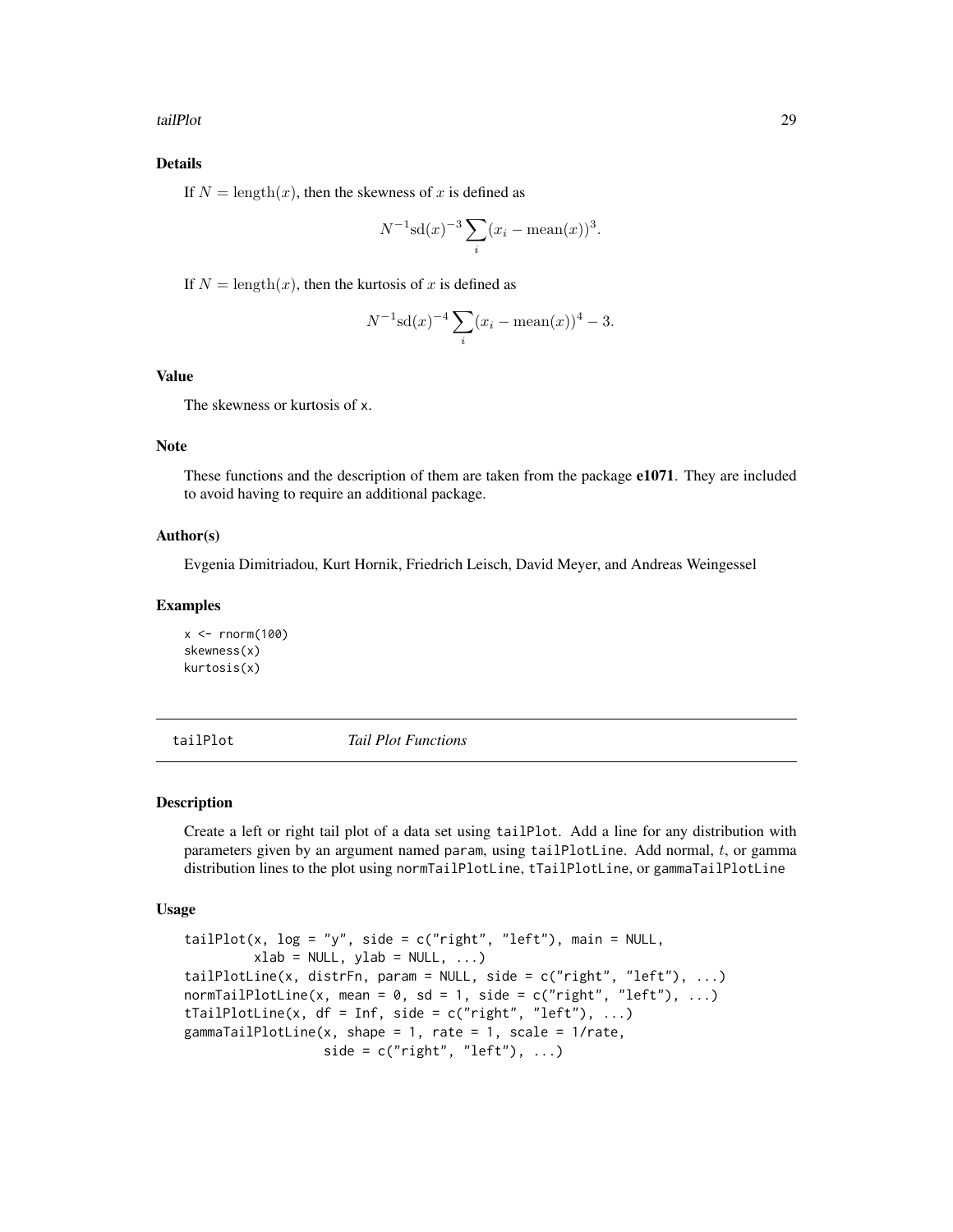## Details

If $N = \text{length}(x)$, then the skewness of $x$ is defined as

$$N^{-1}\text{sd}(x)^{-3}\sum_i (x_i - \text{mean}(x))^3.$$

If $N = \text{length}(x)$, then the kurtosis of $x$ is defined as

$$N^{-1}\text{sd}(x)^{-4}\sum_i (x_i - \text{mean}(x))^4 - 3.$$

## Value

The skewness or kurtosis of x.

## Note

These functions and the description of them are taken from the package **e1071**. They are included to avoid having to require an additional package.

## Author(s)

Evgenia Dimitriadou, Kurt Hornik, Friedrich Leisch, David Meyer, and Andreas Weingessel

## Examples

```
x <- rnorm(100)
skewness(x)
kurtosis(x)
```

---

# tailPlot *Tail Plot Functions*

---

## Description

Create a left or right tail plot of a data set using tailPlot. Add a line for any distribution with parameters given by an argument named param, using tailPlotLine. Add normal, $t$, or gamma distribution lines to the plot using normTailPlotLine, tTailPlotLine, or gammaTailPlotLine

## Usage

```
tailPlot(x, log = "y", side = c("right", "left"), main = NULL,
         xlab = NULL, ylab = NULL, ...)
tailPlotLine(x, distrFn, param = NULL, side = c("right", "left"), ...)
normTailPlotLine(x, mean = 0, sd = 1, side = c("right", "left"), ...)
tTailPlotLine(x, df = Inf, side = c("right", "left"), ...)
gammaTailPlotLine(x, shape = 1, rate = 1, scale = 1/rate,
                  side = c("right", "left"), ...)
```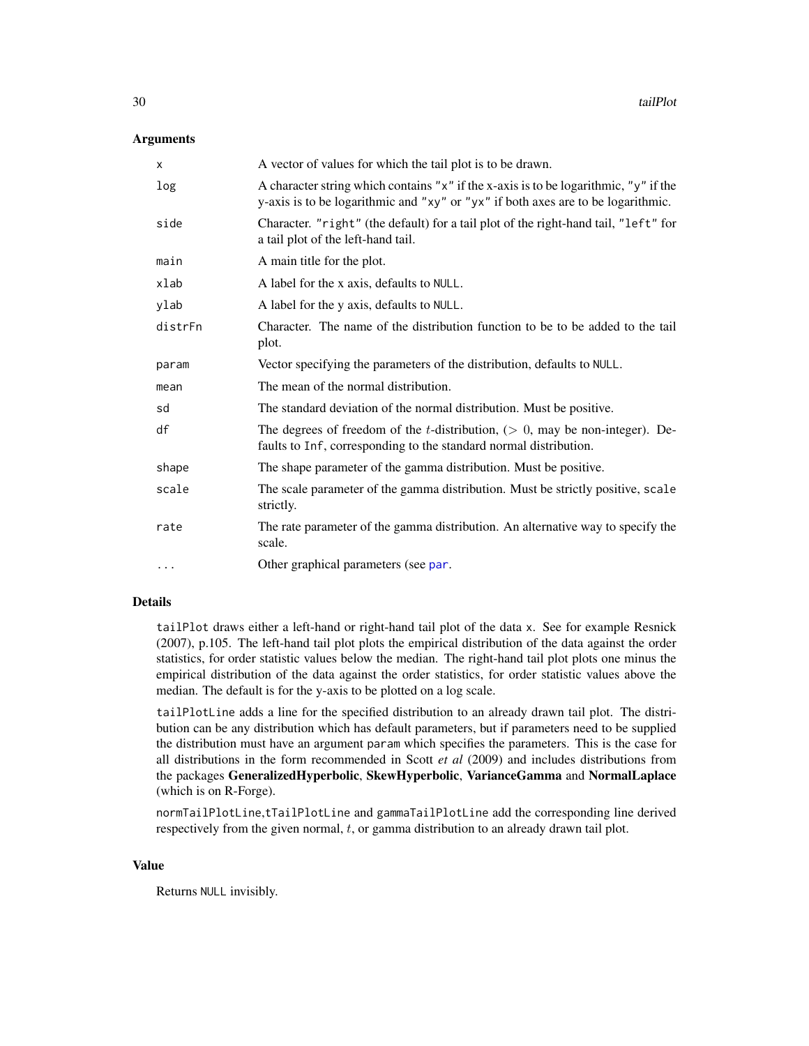## Arguments

| | |
|---|---|
| `x` | A vector of values for which the tail plot is to be drawn. |
| `log` | A character string which contains `"x"` if the x-axis is to be logarithmic, `"y"` if the y-axis is to be logarithmic and `"xy"` or `"yx"` if both axes are to be logarithmic. |
| `side` | Character. `"right"` (the default) for a tail plot of the right-hand tail, `"left"` for a tail plot of the left-hand tail. |
| `main` | A main title for the plot. |
| `xlab` | A label for the x axis, defaults to `NULL`. |
| `ylab` | A label for the y axis, defaults to `NULL`. |
| `distrFn` | Character. The name of the distribution function to be to be added to the tail plot. |
| `param` | Vector specifying the parameters of the distribution, defaults to `NULL`. |
| `mean` | The mean of the normal distribution. |
| `sd` | The standard deviation of the normal distribution. Must be positive. |
| `df` | The degrees of freedom of the $t$-distribution, ($> 0$, may be non-integer). Defaults to `Inf`, corresponding to the standard normal distribution. |
| `shape` | The shape parameter of the gamma distribution. Must be positive. |
| `scale` | The scale parameter of the gamma distribution. Must be strictly positive, `scale` strictly. |
| `rate` | The rate parameter of the gamma distribution. An alternative way to specify the scale. |
| `...` | Other graphical parameters (see `par`. |

## Details

`tailPlot` draws either a left-hand or right-hand tail plot of the data `x`. See for example Resnick (2007), p.105. The left-hand tail plot plots the empirical distribution of the data against the order statistics, for order statistic values below the median. The right-hand tail plot plots one minus the empirical distribution of the data against the order statistics, for order statistic values above the median. The default is for the y-axis to be plotted on a log scale.

`tailPlotLine` adds a line for the specified distribution to an already drawn tail plot. The distribution can be any distribution which has default parameters, but if parameters need to be supplied the distribution must have an argument `param` which specifies the parameters. This is the case for all distributions in the form recommended in Scott *et al* (2009) and includes distributions from the packages **GeneralizedHyperbolic**, **SkewHyperbolic**, **VarianceGamma** and **NormalLaplace** (which is on R-Forge).

`normTailPlotLine`,`tTailPlotLine` and `gammaTailPlotLine` add the corresponding line derived respectively from the given normal, $t$, or gamma distribution to an already drawn tail plot.

## Value

Returns `NULL` invisibly.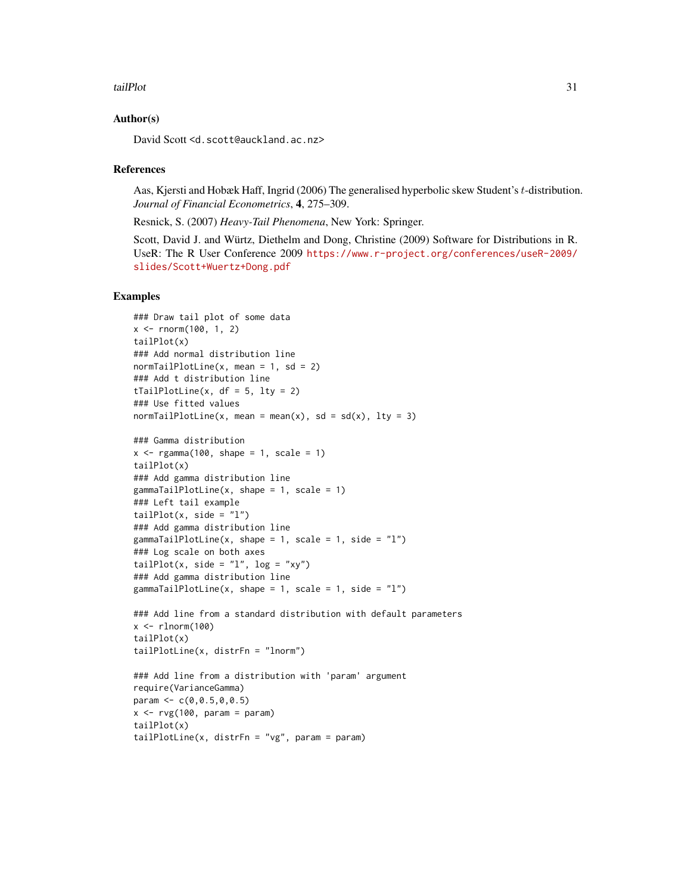## Author(s)

David Scott <d.scott@auckland.ac.nz>

## References

Aas, Kjersti and Hobæk Haff, Ingrid (2006) The generalised hyperbolic skew Student's $t$-distribution. *Journal of Financial Econometrics*, **4**, 275–309.

Resnick, S. (2007) *Heavy-Tail Phenomena*, New York: Springer.

Scott, David J. and Würtz, Diethelm and Dong, Christine (2009) Software for Distributions in R. UseR: The R User Conference 2009 https://www.r-project.org/conferences/useR-2009/slides/Scott+Wuertz+Dong.pdf

## Examples

```
### Draw tail plot of some data
x <- rnorm(100, 1, 2)
tailPlot(x)
### Add normal distribution line
normTailPlotLine(x, mean = 1, sd = 2)
### Add t distribution line
tTailPlotLine(x, df = 5, lty = 2)
### Use fitted values
normTailPlotLine(x, mean = mean(x), sd = sd(x), lty = 3)

### Gamma distribution
x <- rgamma(100, shape = 1, scale = 1)
tailPlot(x)
### Add gamma distribution line
gammaTailPlotLine(x, shape = 1, scale = 1)
### Left tail example
tailPlot(x, side = "l")
### Add gamma distribution line
gammaTailPlotLine(x, shape = 1, scale = 1, side = "l")
### Log scale on both axes
tailPlot(x, side = "l", log = "xy")
### Add gamma distribution line
gammaTailPlotLine(x, shape = 1, scale = 1, side = "l")

### Add line from a standard distribution with default parameters
x <- rlnorm(100)
tailPlot(x)
tailPlotLine(x, distrFn = "lnorm")

### Add line from a distribution with 'param' argument
require(VarianceGamma)
param <- c(0,0.5,0,0.5)
x <- rvg(100, param = param)
tailPlot(x)
tailPlotLine(x, distrFn = "vg", param = param)
```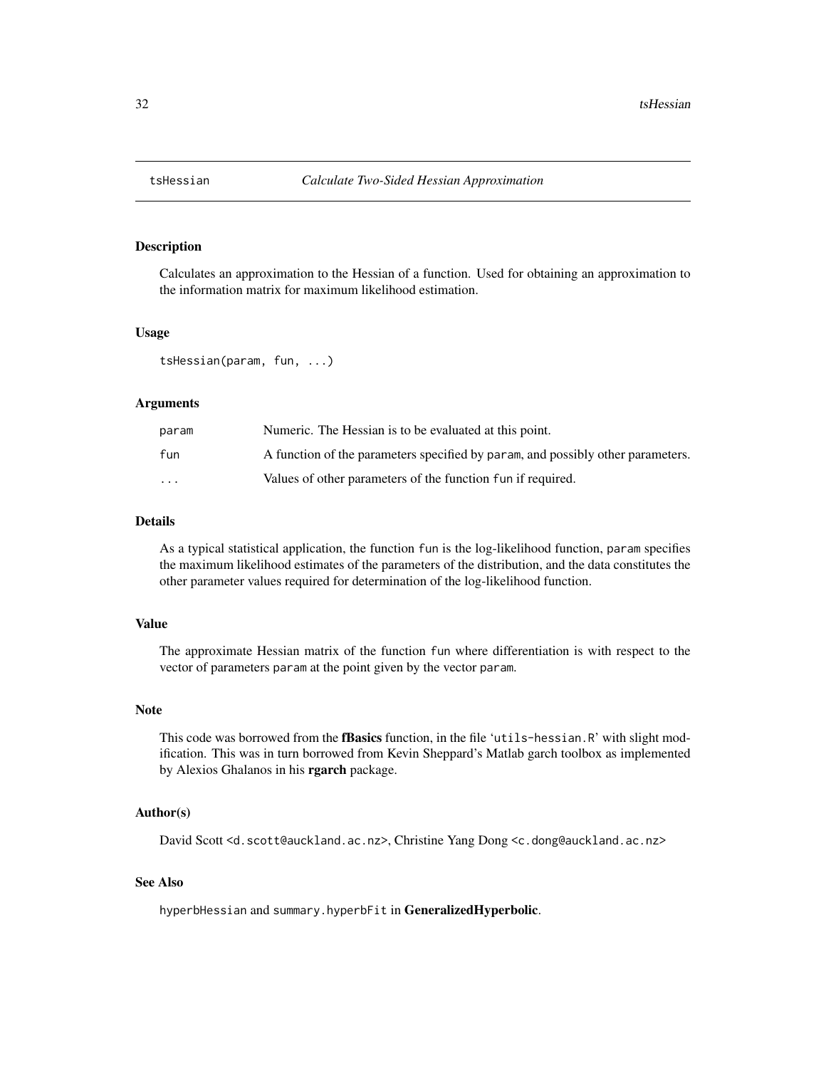# tsHessian — *Calculate Two-Sided Hessian Approximation*

## Description

Calculates an approximation to the Hessian of a function. Used for obtaining an approximation to the information matrix for maximum likelihood estimation.

## Usage

```
tsHessian(param, fun, ...)
```

## Arguments

| | |
|---|---|
| param | Numeric. The Hessian is to be evaluated at this point. |
| fun | A function of the parameters specified by param, and possibly other parameters. |
| ... | Values of other parameters of the function fun if required. |

## Details

As a typical statistical application, the function fun is the log-likelihood function, param specifies the maximum likelihood estimates of the parameters of the distribution, and the data constitutes the other parameter values required for determination of the log-likelihood function.

## Value

The approximate Hessian matrix of the function fun where differentiation is with respect to the vector of parameters param at the point given by the vector param.

## Note

This code was borrowed from the **fBasics** function, in the file 'utils-hessian.R' with slight modification. This was in turn borrowed from Kevin Sheppard's Matlab garch toolbox as implemented by Alexios Ghalanos in his **rgarch** package.

## Author(s)

David Scott <d.scott@auckland.ac.nz>, Christine Yang Dong <c.dong@auckland.ac.nz>

## See Also

hyperbHessian and summary.hyperbFit in **GeneralizedHyperbolic**.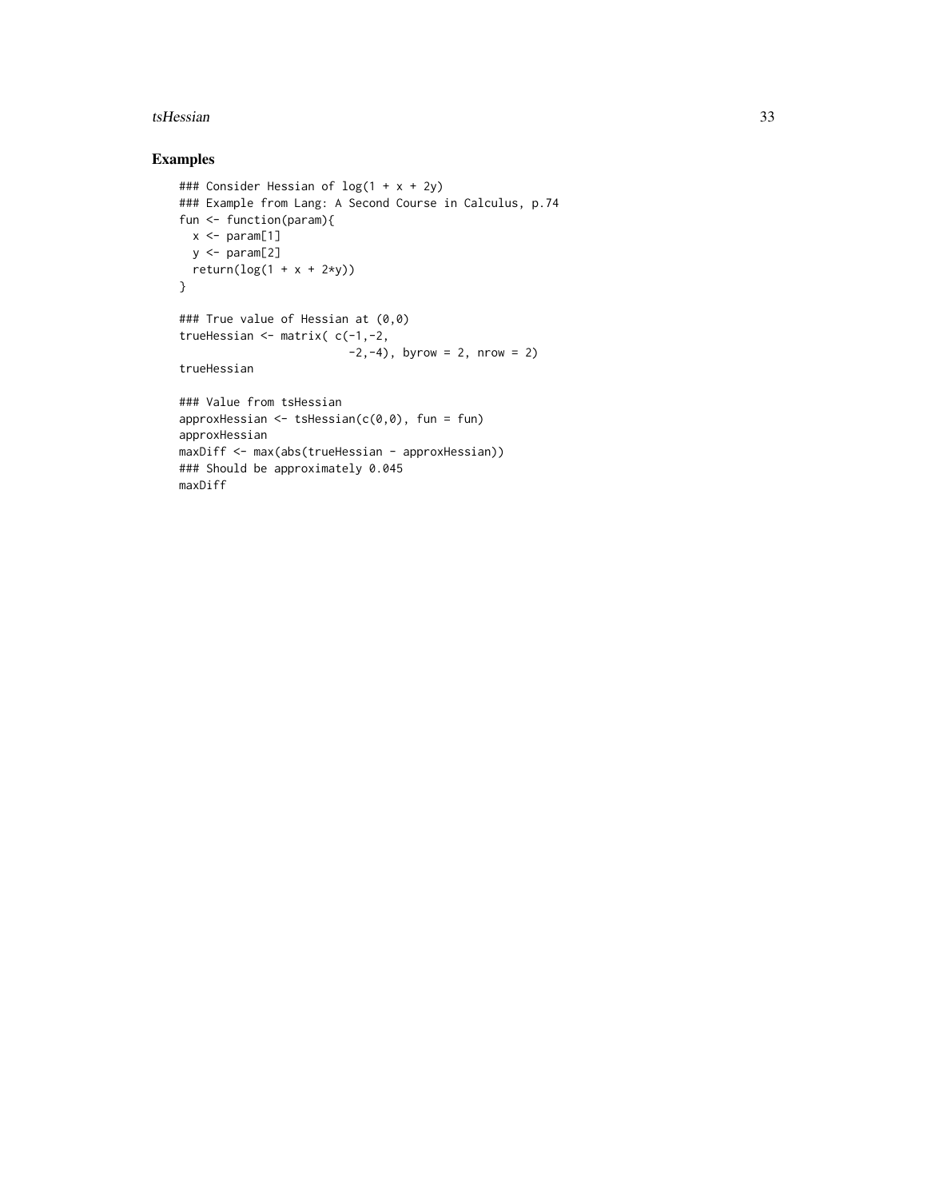## Examples

```
### Consider Hessian of log(1 + x + 2y)
### Example from Lang: A Second Course in Calculus, p.74
fun <- function(param){
  x <- param[1]
  y <- param[2]
  return(log(1 + x + 2*y))
}

### True value of Hessian at (0,0)
trueHessian <- matrix( c(-1,-2,
                         -2,-4), byrow = 2, nrow = 2)
trueHessian

### Value from tsHessian
approxHessian <- tsHessian(c(0,0), fun = fun)
approxHessian
maxDiff <- max(abs(trueHessian - approxHessian))
### Should be approximately 0.045
maxDiff
```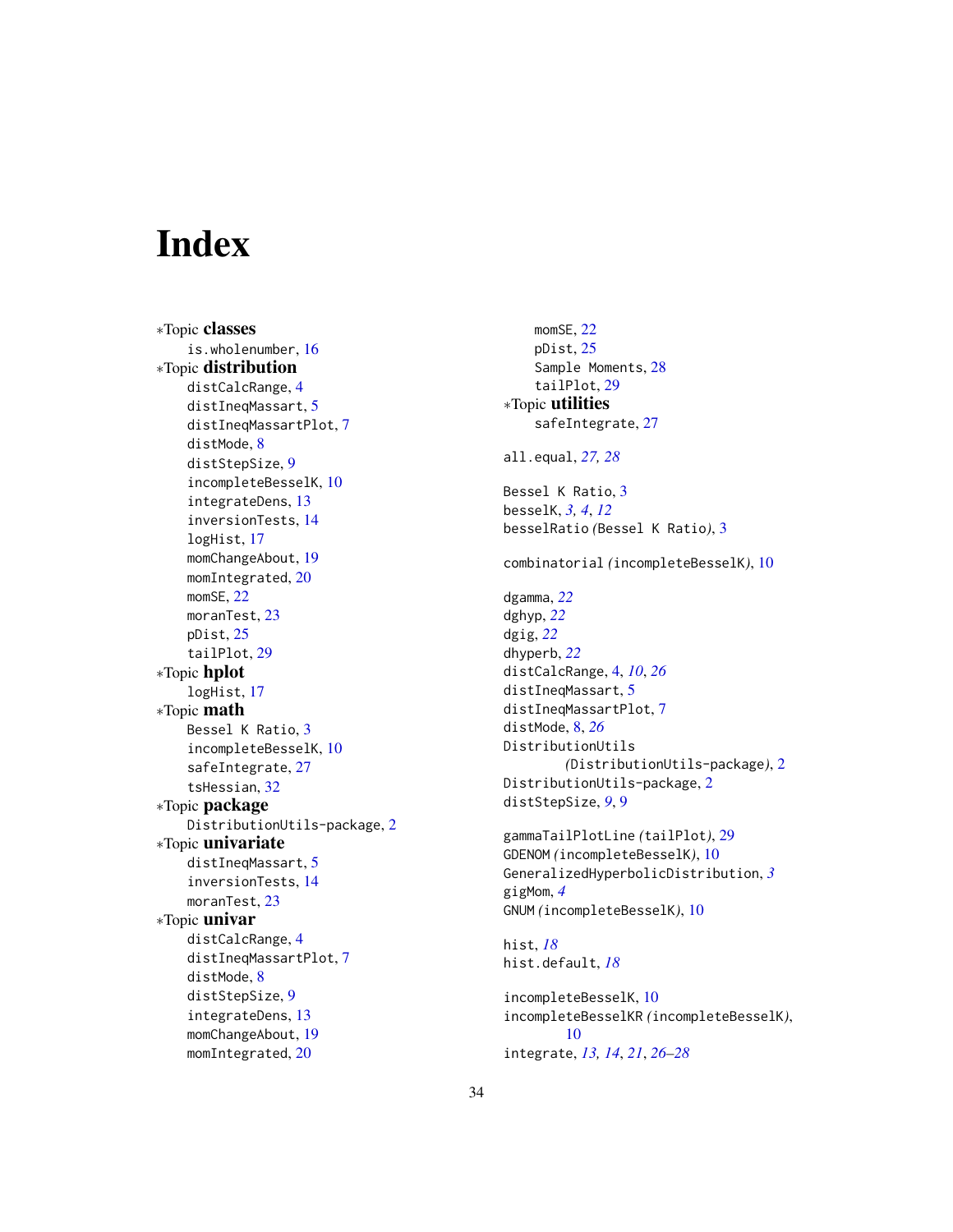# Index

*Topic **classes**
- is.wholenumber, 16

*Topic **distribution**
- distCalcRange, 4
- distIneqMassart, 5
- distIneqMassartPlot, 7
- distMode, 8
- distStepSize, 9
- incompleteBesselK, 10
- integrateDens, 13
- inversionTests, 14
- logHist, 17
- momChangeAbout, 19
- momIntegrated, 20
- momSE, 22
- moranTest, 23
- pDist, 25
- tailPlot, 29

*Topic **hplot**
- logHist, 17

*Topic **math**
- Bessel K Ratio, 3
- incompleteBesselK, 10
- safeIntegrate, 27
- tsHessian, 32

*Topic **package**
- DistributionUtils-package, 2

*Topic **univariate**
- distIneqMassart, 5
- inversionTests, 14
- moranTest, 23

*Topic **univar**
- distCalcRange, 4
- distIneqMassartPlot, 7
- distMode, 8
- distStepSize, 9
- integrateDens, 13
- momChangeAbout, 19
- momIntegrated, 20
- momSE, 22
- pDist, 25
- Sample Moments, 28
- tailPlot, 29

*Topic **utilities**
- safeIntegrate, 27

all.equal, *27, 28*

Bessel K Ratio, 3
besselK, *3, 4*, *12*
besselRatio *(*Bessel K Ratio*)*, 3

combinatorial *(*incompleteBesselK*)*, 10

dgamma, *22*
dghyp, *22*
dgig, *22*
dhyperb, *22*
distCalcRange, 4, *10*, *26*
distIneqMassart, 5
distIneqMassartPlot, 7
distMode, 8, *26*
DistributionUtils *(*DistributionUtils-package*)*, 2
DistributionUtils-package, 2
distStepSize, *9*, 9

gammaTailPlotLine *(*tailPlot*)*, 29
GDENOM *(*incompleteBesselK*)*, 10
GeneralizedHyperbolicDistribution, *3*
gigMom, *4*
GNUM *(*incompleteBesselK*)*, 10

hist, *18*
hist.default, *18*

incompleteBesselK, 10
incompleteBesselKR *(*incompleteBesselK*)*, 10
integrate, *13, 14*, *21*, *26–28*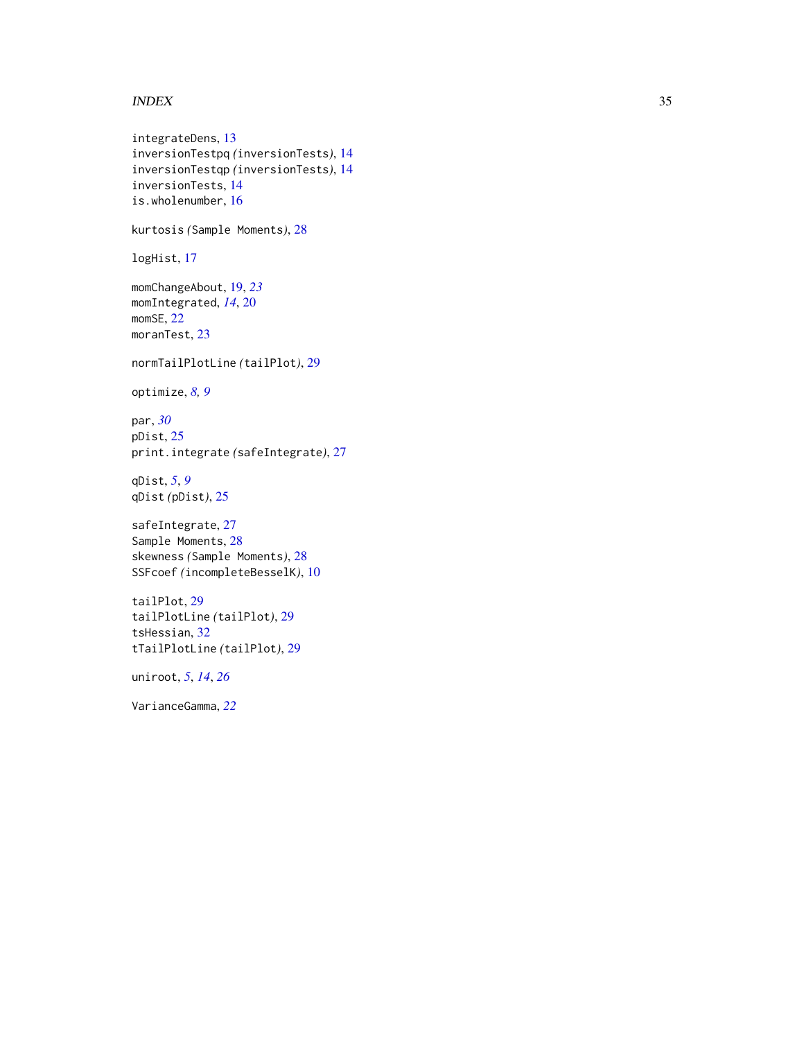integrateDens, 13
inversionTestpq *(*inversionTests*)*, 14
inversionTestqp *(*inversionTests*)*, 14
inversionTests, 14
is.wholenumber, 16

kurtosis *(*Sample Moments*)*, 28

logHist, 17

momChangeAbout, 19, *23*
momIntegrated, *14*, 20
momSE, 22
moranTest, 23

normTailPlotLine *(*tailPlot*)*, 29

optimize, *8, 9*

par, *30*
pDist, 25
print.integrate *(*safeIntegrate*)*, 27

qDist, *5*, *9*
qDist *(*pDist*)*, 25

safeIntegrate, 27
Sample Moments, 28
skewness *(*Sample Moments*)*, 28
SSFcoef *(*incompleteBesselK*)*, 10

tailPlot, 29
tailPlotLine *(*tailPlot*)*, 29
tsHessian, 32
tTailPlotLine *(*tailPlot*)*, 29

uniroot, *5*, *14*, *26*

VarianceGamma, *22*